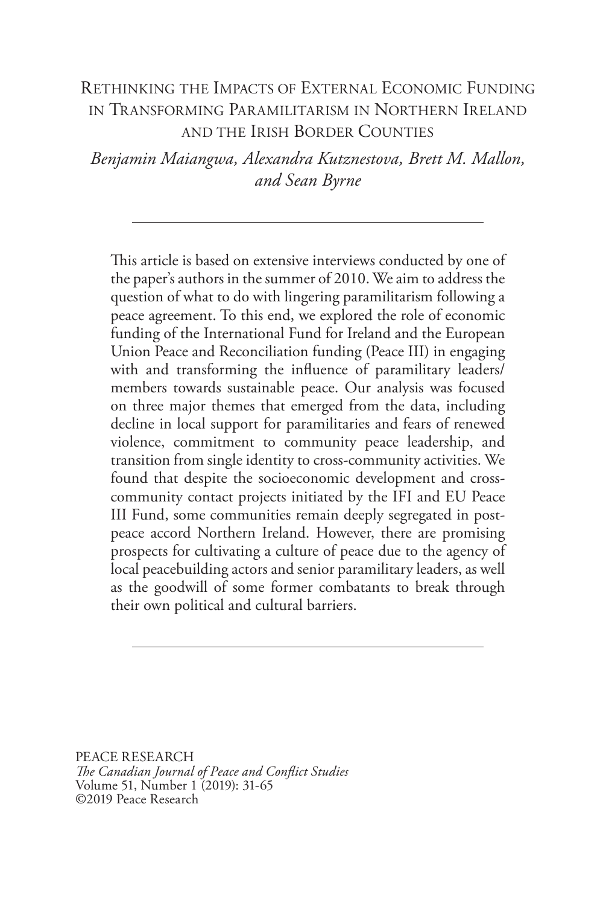# Rethinking the Impacts of External Economic Funding in Transforming Paramilitarism in Northern Ireland and the Irish Border Counties

*Benjamin Maiangwa, Alexandra Kutznestova, Brett M. Mallon, and Sean Byrne*

---

This article is based on extensive interviews conducted by one of the paper's authors in the summer of 2010. We aim to address the question of what to do with lingering paramilitarism following a peace agreement. To this end, we explored the role of economic funding of the International Fund for Ireland and the European Union Peace and Reconciliation funding (Peace III) in engaging with and transforming the influence of paramilitary leaders/members towards sustainable peace. Our analysis was focused on three major themes that emerged from the data, including decline in local support for paramilitaries and fears of renewed violence, commitment to community peace leadership, and transition from single identity to cross-community activities. We found that despite the socioeconomic development and cross-community contact projects initiated by the IFI and EU Peace III Fund, some communities remain deeply segregated in post-peace accord Northern Ireland. However, there are promising prospects for cultivating a culture of peace due to the agency of local peacebuilding actors and senior paramilitary leaders, as well as the goodwill of some former combatants to break through their own political and cultural barriers.

---

PEACE RESEARCH
*The Canadian Journal of Peace and Conflict Studies*
Volume 51, Number 1 (2019): 31-65
©2019 Peace Research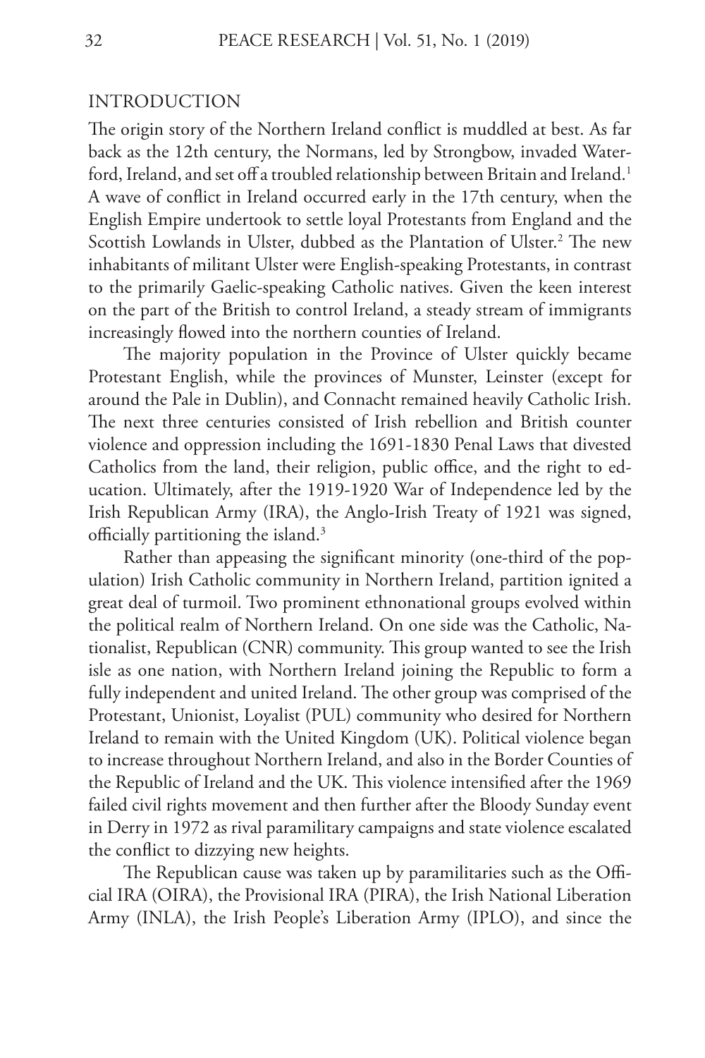## INTRODUCTION

The origin story of the Northern Ireland conflict is muddled at best. As far back as the 12th century, the Normans, led by Strongbow, invaded Waterford, Ireland, and set off a troubled relationship between Britain and Ireland.[1] A wave of conflict in Ireland occurred early in the 17th century, when the English Empire undertook to settle loyal Protestants from England and the Scottish Lowlands in Ulster, dubbed as the Plantation of Ulster.[2] The new inhabitants of militant Ulster were English-speaking Protestants, in contrast to the primarily Gaelic-speaking Catholic natives. Given the keen interest on the part of the British to control Ireland, a steady stream of immigrants increasingly flowed into the northern counties of Ireland.

The majority population in the Province of Ulster quickly became Protestant English, while the provinces of Munster, Leinster (except for around the Pale in Dublin), and Connacht remained heavily Catholic Irish. The next three centuries consisted of Irish rebellion and British counter violence and oppression including the 1691-1830 Penal Laws that divested Catholics from the land, their religion, public office, and the right to education. Ultimately, after the 1919-1920 War of Independence led by the Irish Republican Army (IRA), the Anglo-Irish Treaty of 1921 was signed, officially partitioning the island.[3]

Rather than appeasing the significant minority (one-third of the population) Irish Catholic community in Northern Ireland, partition ignited a great deal of turmoil. Two prominent ethnonational groups evolved within the political realm of Northern Ireland. On one side was the Catholic, Nationalist, Republican (CNR) community. This group wanted to see the Irish isle as one nation, with Northern Ireland joining the Republic to form a fully independent and united Ireland. The other group was comprised of the Protestant, Unionist, Loyalist (PUL) community who desired for Northern Ireland to remain with the United Kingdom (UK). Political violence began to increase throughout Northern Ireland, and also in the Border Counties of the Republic of Ireland and the UK. This violence intensified after the 1969 failed civil rights movement and then further after the Bloody Sunday event in Derry in 1972 as rival paramilitary campaigns and state violence escalated the conflict to dizzying new heights.

The Republican cause was taken up by paramilitaries such as the Official IRA (OIRA), the Provisional IRA (PIRA), the Irish National Liberation Army (INLA), the Irish People's Liberation Army (IPLO), and since the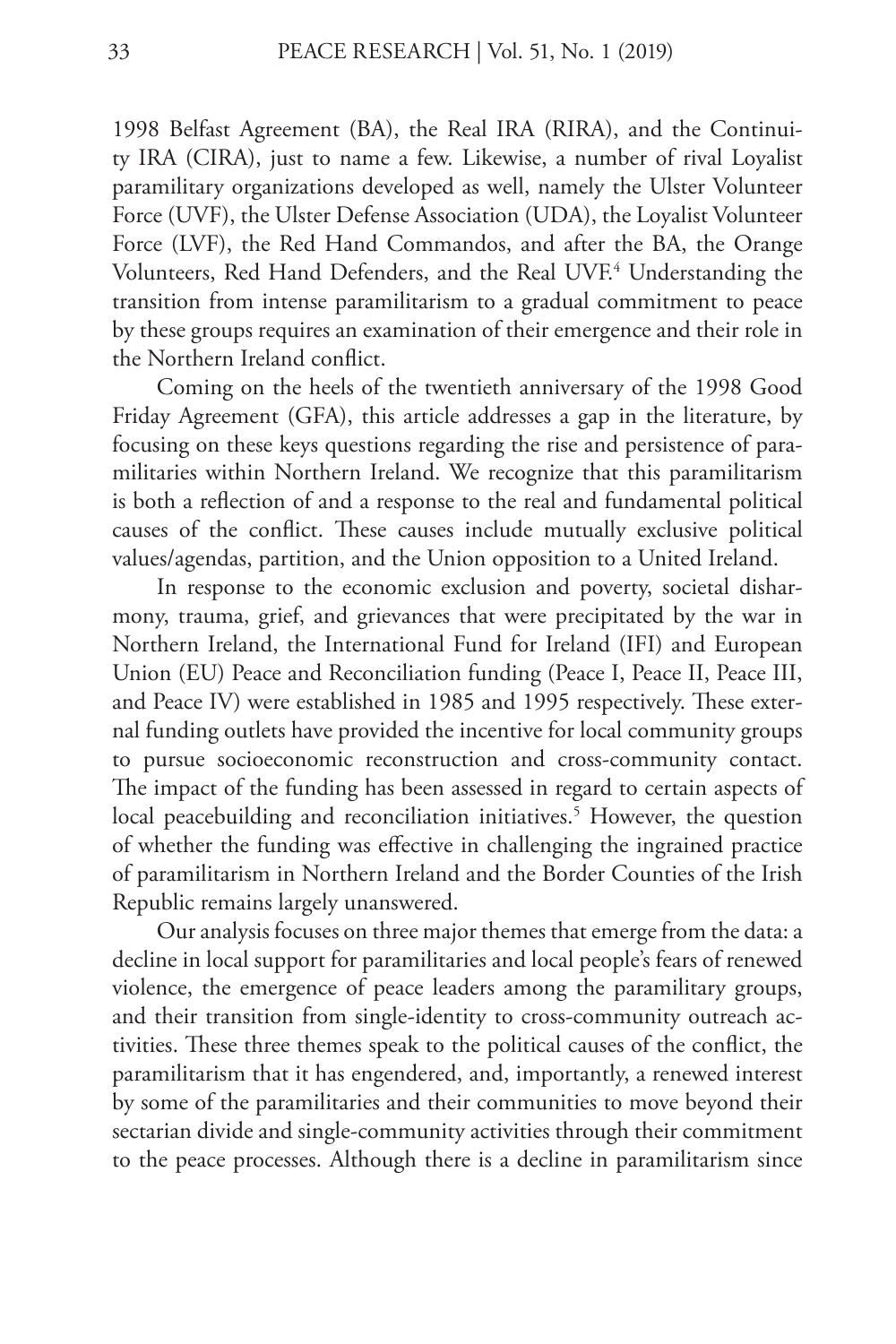1998 Belfast Agreement (BA), the Real IRA (RIRA), and the Continuity IRA (CIRA), just to name a few. Likewise, a number of rival Loyalist paramilitary organizations developed as well, namely the Ulster Volunteer Force (UVF), the Ulster Defense Association (UDA), the Loyalist Volunteer Force (LVF), the Red Hand Commandos, and after the BA, the Orange Volunteers, Red Hand Defenders, and the Real UVF.[4] Understanding the transition from intense paramilitarism to a gradual commitment to peace by these groups requires an examination of their emergence and their role in the Northern Ireland conflict.

Coming on the heels of the twentieth anniversary of the 1998 Good Friday Agreement (GFA), this article addresses a gap in the literature, by focusing on these keys questions regarding the rise and persistence of paramilitaries within Northern Ireland. We recognize that this paramilitarism is both a reflection of and a response to the real and fundamental political causes of the conflict. These causes include mutually exclusive political values/agendas, partition, and the Union opposition to a United Ireland.

In response to the economic exclusion and poverty, societal disharmony, trauma, grief, and grievances that were precipitated by the war in Northern Ireland, the International Fund for Ireland (IFI) and European Union (EU) Peace and Reconciliation funding (Peace I, Peace II, Peace III, and Peace IV) were established in 1985 and 1995 respectively. These external funding outlets have provided the incentive for local community groups to pursue socioeconomic reconstruction and cross-community contact. The impact of the funding has been assessed in regard to certain aspects of local peacebuilding and reconciliation initiatives.[5] However, the question of whether the funding was effective in challenging the ingrained practice of paramilitarism in Northern Ireland and the Border Counties of the Irish Republic remains largely unanswered.

Our analysis focuses on three major themes that emerge from the data: a decline in local support for paramilitaries and local people's fears of renewed violence, the emergence of peace leaders among the paramilitary groups, and their transition from single-identity to cross-community outreach activities. These three themes speak to the political causes of the conflict, the paramilitarism that it has engendered, and, importantly, a renewed interest by some of the paramilitaries and their communities to move beyond their sectarian divide and single-community activities through their commitment to the peace processes. Although there is a decline in paramilitarism since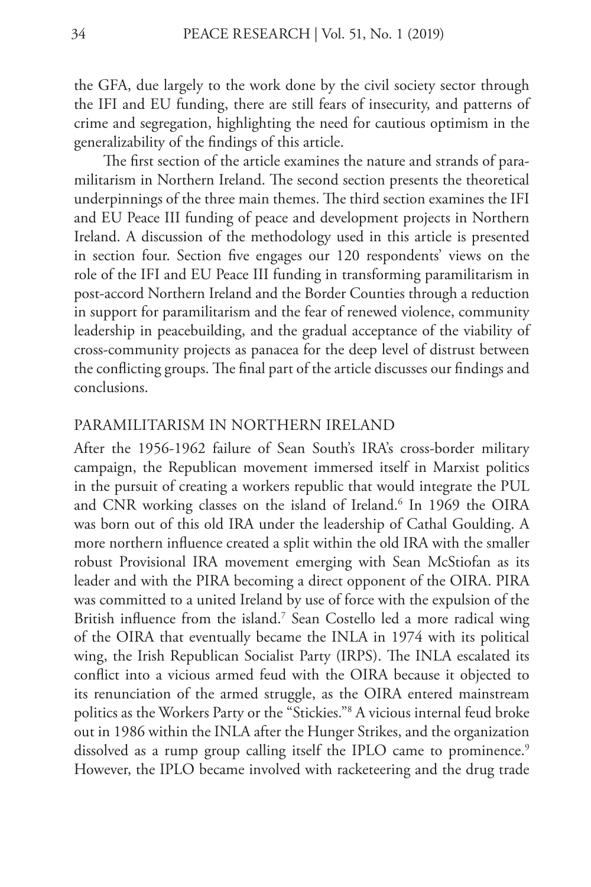the GFA, due largely to the work done by the civil society sector through the IFI and EU funding, there are still fears of insecurity, and patterns of crime and segregation, highlighting the need for cautious optimism in the generalizability of the findings of this article.

The first section of the article examines the nature and strands of paramilitarism in Northern Ireland. The second section presents the theoretical underpinnings of the three main themes. The third section examines the IFI and EU Peace III funding of peace and development projects in Northern Ireland. A discussion of the methodology used in this article is presented in section four. Section five engages our 120 respondents' views on the role of the IFI and EU Peace III funding in transforming paramilitarism in post-accord Northern Ireland and the Border Counties through a reduction in support for paramilitarism and the fear of renewed violence, community leadership in peacebuilding, and the gradual acceptance of the viability of cross-community projects as panacea for the deep level of distrust between the conflicting groups. The final part of the article discusses our findings and conclusions.

## PARAMILITARISM IN NORTHERN IRELAND

After the 1956-1962 failure of Sean South's IRA's cross-border military campaign, the Republican movement immersed itself in Marxist politics in the pursuit of creating a workers republic that would integrate the PUL and CNR working classes on the island of Ireland.[6] In 1969 the OIRA was born out of this old IRA under the leadership of Cathal Goulding. A more northern influence created a split within the old IRA with the smaller robust Provisional IRA movement emerging with Sean McStiofan as its leader and with the PIRA becoming a direct opponent of the OIRA. PIRA was committed to a united Ireland by use of force with the expulsion of the British influence from the island.[7] Sean Costello led a more radical wing of the OIRA that eventually became the INLA in 1974 with its political wing, the Irish Republican Socialist Party (IRPS). The INLA escalated its conflict into a vicious armed feud with the OIRA because it objected to its renunciation of the armed struggle, as the OIRA entered mainstream politics as the Workers Party or the "Stickies."[8] A vicious internal feud broke out in 1986 within the INLA after the Hunger Strikes, and the organization dissolved as a rump group calling itself the IPLO came to prominence.[9] However, the IPLO became involved with racketeering and the drug trade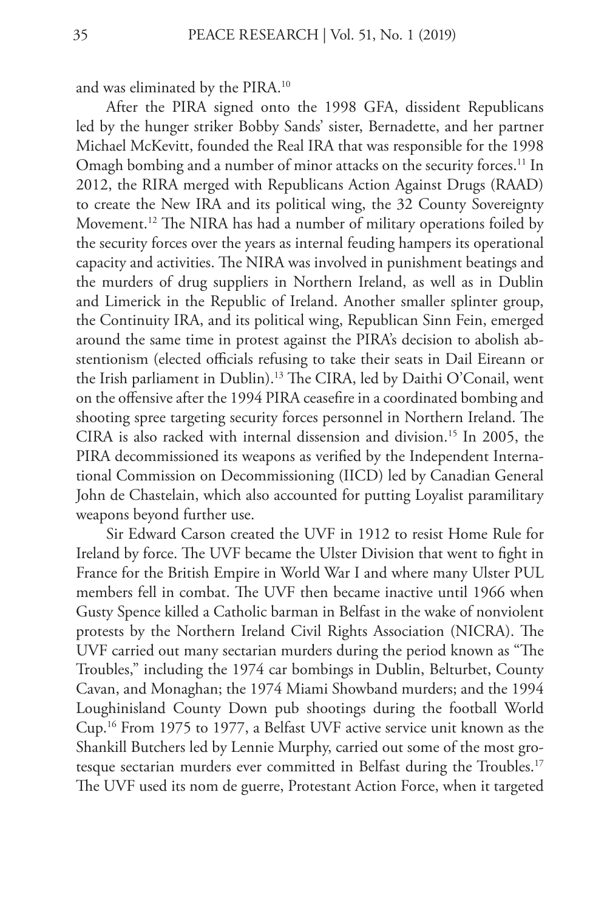and was eliminated by the PIRA.[10]

After the PIRA signed onto the 1998 GFA, dissident Republicans led by the hunger striker Bobby Sands' sister, Bernadette, and her partner Michael McKevitt, founded the Real IRA that was responsible for the 1998 Omagh bombing and a number of minor attacks on the security forces.[11] In 2012, the RIRA merged with Republicans Action Against Drugs (RAAD) to create the New IRA and its political wing, the 32 County Sovereignty Movement.[12] The NIRA has had a number of military operations foiled by the security forces over the years as internal feuding hampers its operational capacity and activities. The NIRA was involved in punishment beatings and the murders of drug suppliers in Northern Ireland, as well as in Dublin and Limerick in the Republic of Ireland. Another smaller splinter group, the Continuity IRA, and its political wing, Republican Sinn Fein, emerged around the same time in protest against the PIRA's decision to abolish abstentionism (elected officials refusing to take their seats in Dail Eireann or the Irish parliament in Dublin).[13] The CIRA, led by Daithi O'Conail, went on the offensive after the 1994 PIRA ceasefire in a coordinated bombing and shooting spree targeting security forces personnel in Northern Ireland. The CIRA is also racked with internal dissension and division.[15] In 2005, the PIRA decommissioned its weapons as verified by the Independent International Commission on Decommissioning (IICD) led by Canadian General John de Chastelain, which also accounted for putting Loyalist paramilitary weapons beyond further use.

Sir Edward Carson created the UVF in 1912 to resist Home Rule for Ireland by force. The UVF became the Ulster Division that went to fight in France for the British Empire in World War I and where many Ulster PUL members fell in combat. The UVF then became inactive until 1966 when Gusty Spence killed a Catholic barman in Belfast in the wake of nonviolent protests by the Northern Ireland Civil Rights Association (NICRA). The UVF carried out many sectarian murders during the period known as "The Troubles," including the 1974 car bombings in Dublin, Belturbet, County Cavan, and Monaghan; the 1974 Miami Showband murders; and the 1994 Loughinisland County Down pub shootings during the football World Cup.[16] From 1975 to 1977, a Belfast UVF active service unit known as the Shankill Butchers led by Lennie Murphy, carried out some of the most grotesque sectarian murders ever committed in Belfast during the Troubles.[17] The UVF used its nom de guerre, Protestant Action Force, when it targeted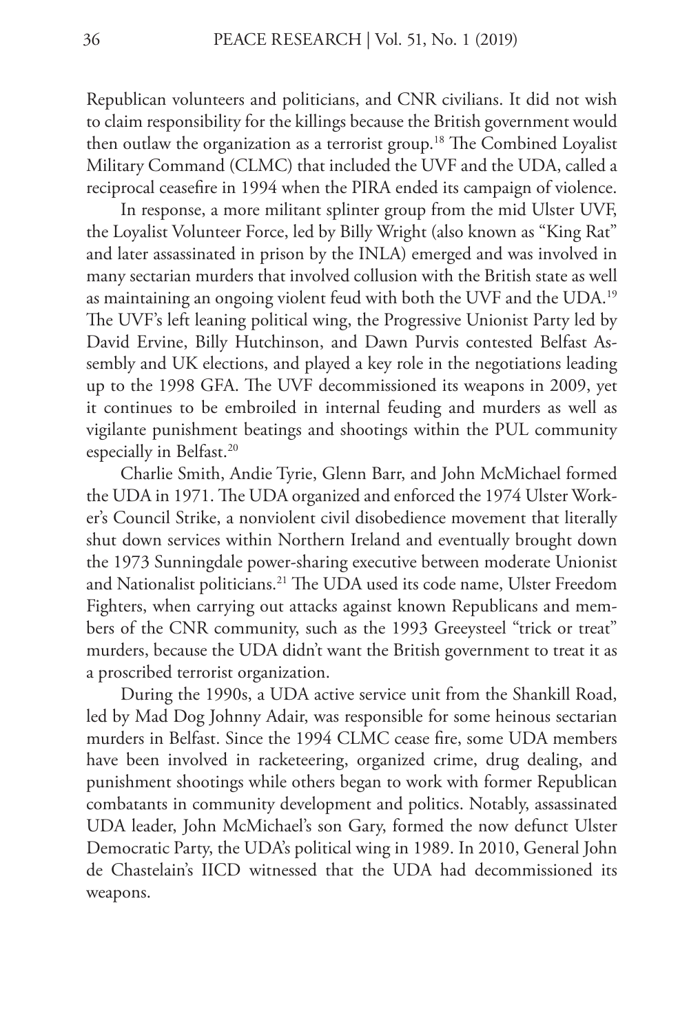Republican volunteers and politicians, and CNR civilians. It did not wish to claim responsibility for the killings because the British government would then outlaw the organization as a terrorist group.[18] The Combined Loyalist Military Command (CLMC) that included the UVF and the UDA, called a reciprocal ceasefire in 1994 when the PIRA ended its campaign of violence.

In response, a more militant splinter group from the mid Ulster UVF, the Loyalist Volunteer Force, led by Billy Wright (also known as "King Rat" and later assassinated in prison by the INLA) emerged and was involved in many sectarian murders that involved collusion with the British state as well as maintaining an ongoing violent feud with both the UVF and the UDA.[19] The UVF's left leaning political wing, the Progressive Unionist Party led by David Ervine, Billy Hutchinson, and Dawn Purvis contested Belfast Assembly and UK elections, and played a key role in the negotiations leading up to the 1998 GFA. The UVF decommissioned its weapons in 2009, yet it continues to be embroiled in internal feuding and murders as well as vigilante punishment beatings and shootings within the PUL community especially in Belfast.[20]

Charlie Smith, Andie Tyrie, Glenn Barr, and John McMichael formed the UDA in 1971. The UDA organized and enforced the 1974 Ulster Worker's Council Strike, a nonviolent civil disobedience movement that literally shut down services within Northern Ireland and eventually brought down the 1973 Sunningdale power-sharing executive between moderate Unionist and Nationalist politicians.[21] The UDA used its code name, Ulster Freedom Fighters, when carrying out attacks against known Republicans and members of the CNR community, such as the 1993 Greeysteel "trick or treat" murders, because the UDA didn't want the British government to treat it as a proscribed terrorist organization.

During the 1990s, a UDA active service unit from the Shankill Road, led by Mad Dog Johnny Adair, was responsible for some heinous sectarian murders in Belfast. Since the 1994 CLMC cease fire, some UDA members have been involved in racketeering, organized crime, drug dealing, and punishment shootings while others began to work with former Republican combatants in community development and politics. Notably, assassinated UDA leader, John McMichael's son Gary, formed the now defunct Ulster Democratic Party, the UDA's political wing in 1989. In 2010, General John de Chastelain's IICD witnessed that the UDA had decommissioned its weapons.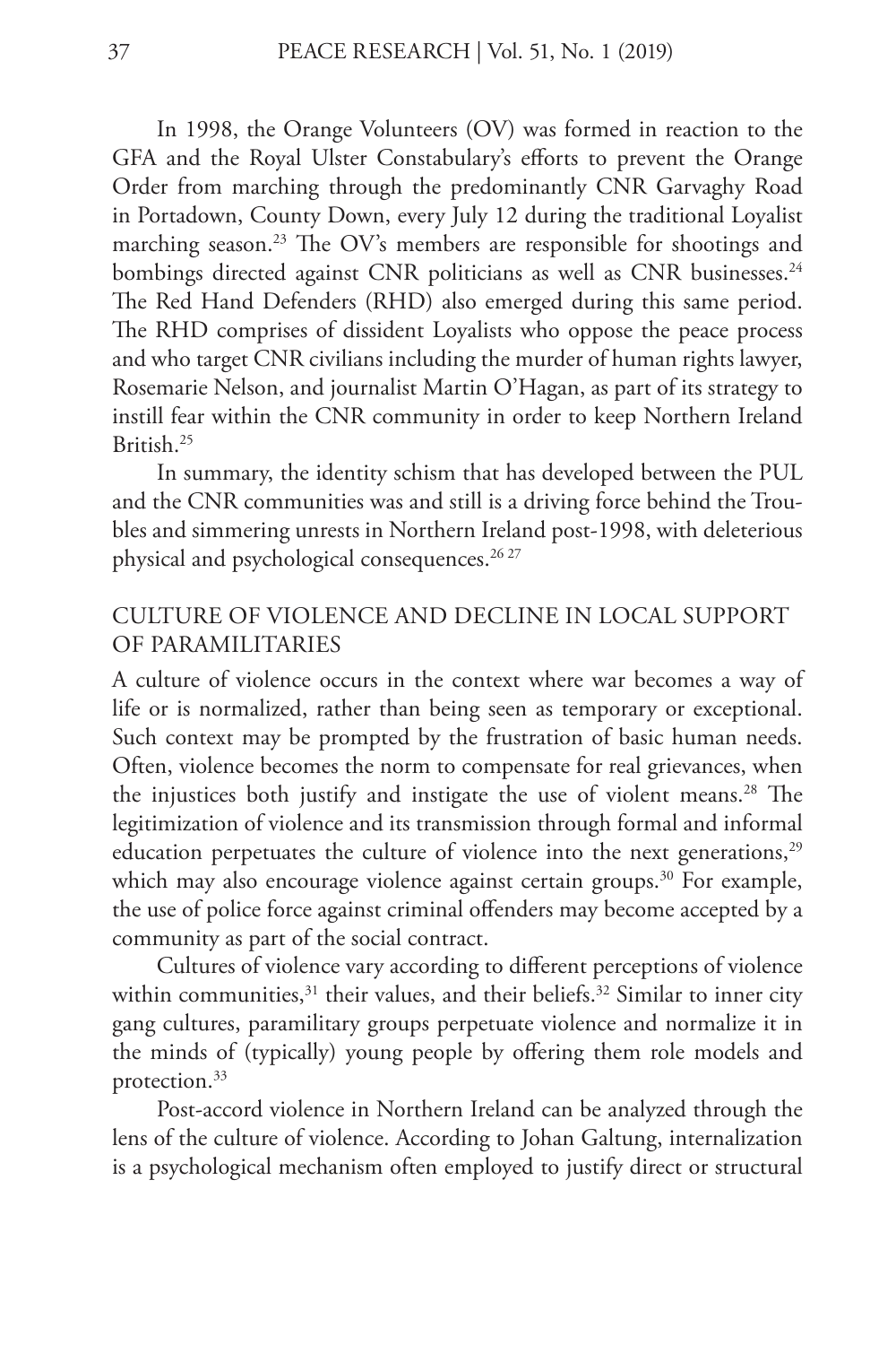In 1998, the Orange Volunteers (OV) was formed in reaction to the GFA and the Royal Ulster Constabulary's efforts to prevent the Orange Order from marching through the predominantly CNR Garvaghy Road in Portadown, County Down, every July 12 during the traditional Loyalist marching season.[23] The OV's members are responsible for shootings and bombings directed against CNR politicians as well as CNR businesses.[24] The Red Hand Defenders (RHD) also emerged during this same period. The RHD comprises of dissident Loyalists who oppose the peace process and who target CNR civilians including the murder of human rights lawyer, Rosemarie Nelson, and journalist Martin O'Hagan, as part of its strategy to instill fear within the CNR community in order to keep Northern Ireland British.[25]

In summary, the identity schism that has developed between the PUL and the CNR communities was and still is a driving force behind the Troubles and simmering unrests in Northern Ireland post-1998, with deleterious physical and psychological consequences.[26 27]

## CULTURE OF VIOLENCE AND DECLINE IN LOCAL SUPPORT OF PARAMILITARIES

A culture of violence occurs in the context where war becomes a way of life or is normalized, rather than being seen as temporary or exceptional. Such context may be prompted by the frustration of basic human needs. Often, violence becomes the norm to compensate for real grievances, when the injustices both justify and instigate the use of violent means.[28] The legitimization of violence and its transmission through formal and informal education perpetuates the culture of violence into the next generations,[29] which may also encourage violence against certain groups.[30] For example, the use of police force against criminal offenders may become accepted by a community as part of the social contract.

Cultures of violence vary according to different perceptions of violence within communities,[31] their values, and their beliefs.[32] Similar to inner city gang cultures, paramilitary groups perpetuate violence and normalize it in the minds of (typically) young people by offering them role models and protection.[33]

Post-accord violence in Northern Ireland can be analyzed through the lens of the culture of violence. According to Johan Galtung, internalization is a psychological mechanism often employed to justify direct or structural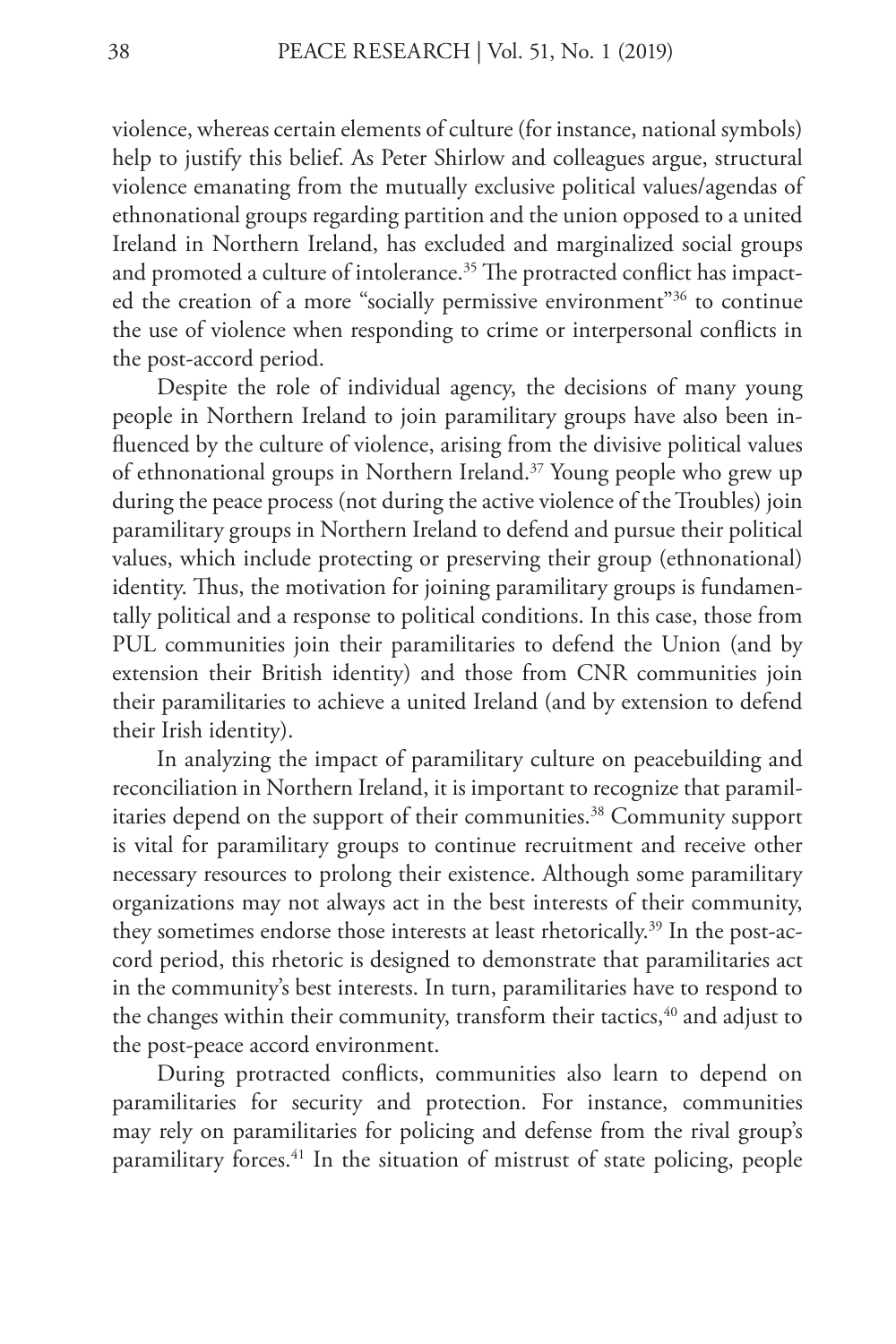violence, whereas certain elements of culture (for instance, national symbols) help to justify this belief. As Peter Shirlow and colleagues argue, structural violence emanating from the mutually exclusive political values/agendas of ethnonational groups regarding partition and the union opposed to a united Ireland in Northern Ireland, has excluded and marginalized social groups and promoted a culture of intolerance.[35] The protracted conflict has impacted the creation of a more "socially permissive environment"[36] to continue the use of violence when responding to crime or interpersonal conflicts in the post-accord period.

Despite the role of individual agency, the decisions of many young people in Northern Ireland to join paramilitary groups have also been influenced by the culture of violence, arising from the divisive political values of ethnonational groups in Northern Ireland.[37] Young people who grew up during the peace process (not during the active violence of the Troubles) join paramilitary groups in Northern Ireland to defend and pursue their political values, which include protecting or preserving their group (ethnonational) identity. Thus, the motivation for joining paramilitary groups is fundamentally political and a response to political conditions. In this case, those from PUL communities join their paramilitaries to defend the Union (and by extension their British identity) and those from CNR communities join their paramilitaries to achieve a united Ireland (and by extension to defend their Irish identity).

In analyzing the impact of paramilitary culture on peacebuilding and reconciliation in Northern Ireland, it is important to recognize that paramilitaries depend on the support of their communities.[38] Community support is vital for paramilitary groups to continue recruitment and receive other necessary resources to prolong their existence. Although some paramilitary organizations may not always act in the best interests of their community, they sometimes endorse those interests at least rhetorically.[39] In the post-accord period, this rhetoric is designed to demonstrate that paramilitaries act in the community's best interests. In turn, paramilitaries have to respond to the changes within their community, transform their tactics,[40] and adjust to the post-peace accord environment.

During protracted conflicts, communities also learn to depend on paramilitaries for security and protection. For instance, communities may rely on paramilitaries for policing and defense from the rival group's paramilitary forces.[41] In the situation of mistrust of state policing, people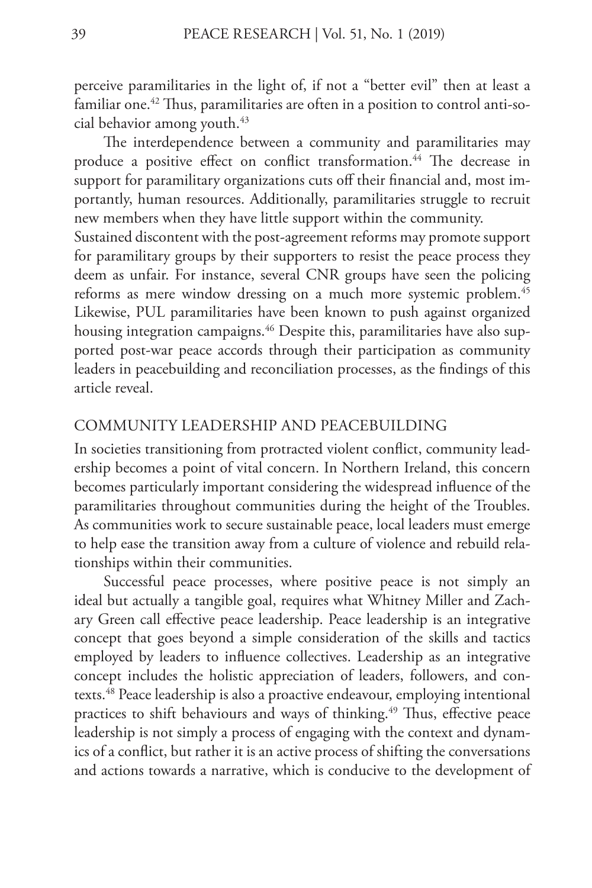perceive paramilitaries in the light of, if not a "better evil" then at least a familiar one.[42] Thus, paramilitaries are often in a position to control anti-social behavior among youth.[43]

The interdependence between a community and paramilitaries may produce a positive effect on conflict transformation.[44] The decrease in support for paramilitary organizations cuts off their financial and, most importantly, human resources. Additionally, paramilitaries struggle to recruit new members when they have little support within the community.

Sustained discontent with the post-agreement reforms may promote support for paramilitary groups by their supporters to resist the peace process they deem as unfair. For instance, several CNR groups have seen the policing reforms as mere window dressing on a much more systemic problem.[45] Likewise, PUL paramilitaries have been known to push against organized housing integration campaigns.[46] Despite this, paramilitaries have also supported post-war peace accords through their participation as community leaders in peacebuilding and reconciliation processes, as the findings of this article reveal.

## COMMUNITY LEADERSHIP AND PEACEBUILDING

In societies transitioning from protracted violent conflict, community leadership becomes a point of vital concern. In Northern Ireland, this concern becomes particularly important considering the widespread influence of the paramilitaries throughout communities during the height of the Troubles. As communities work to secure sustainable peace, local leaders must emerge to help ease the transition away from a culture of violence and rebuild relationships within their communities.

Successful peace processes, where positive peace is not simply an ideal but actually a tangible goal, requires what Whitney Miller and Zachary Green call effective peace leadership. Peace leadership is an integrative concept that goes beyond a simple consideration of the skills and tactics employed by leaders to influence collectives. Leadership as an integrative concept includes the holistic appreciation of leaders, followers, and contexts.[48] Peace leadership is also a proactive endeavour, employing intentional practices to shift behaviours and ways of thinking.[49] Thus, effective peace leadership is not simply a process of engaging with the context and dynamics of a conflict, but rather it is an active process of shifting the conversations and actions towards a narrative, which is conducive to the development of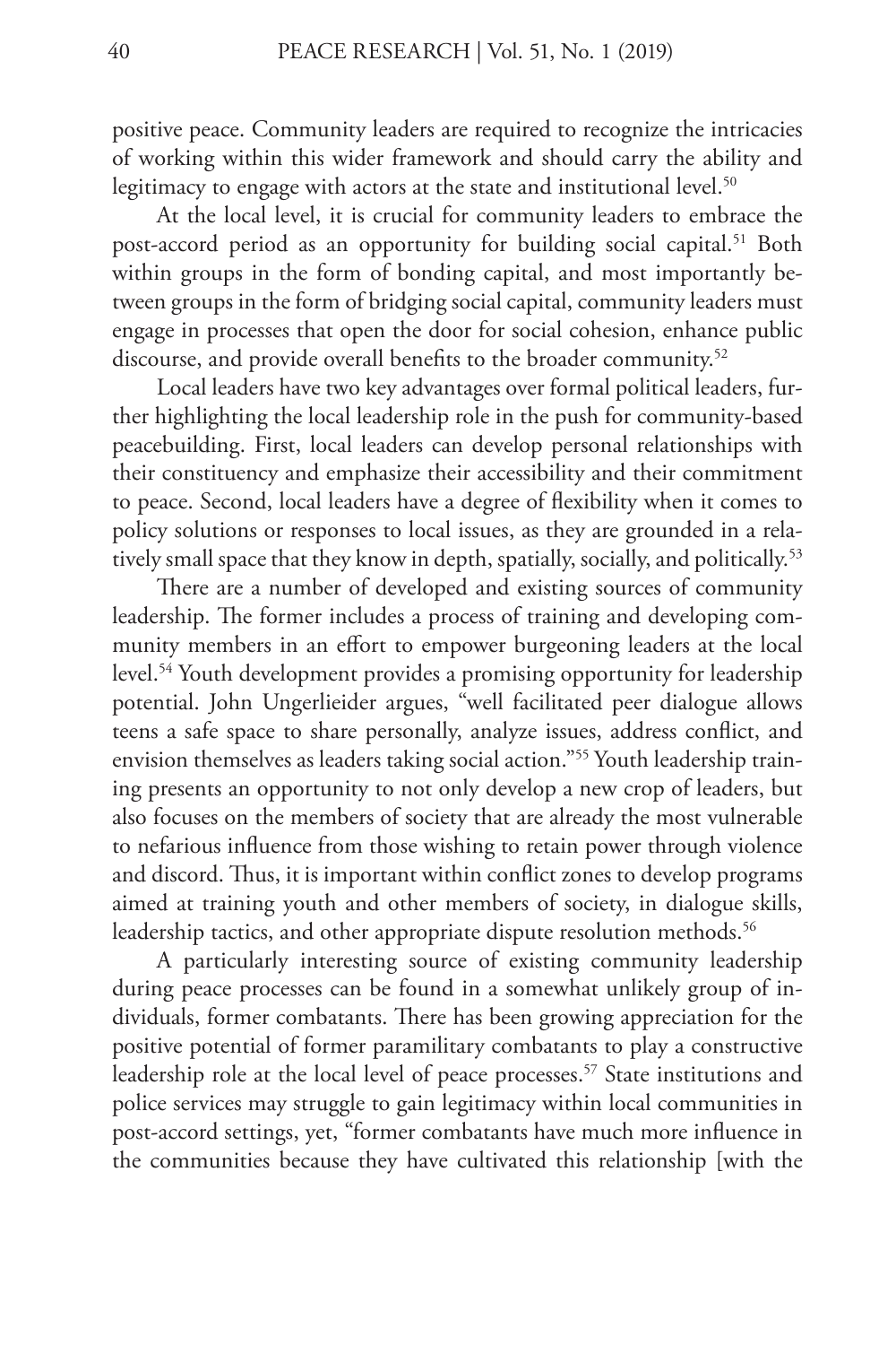positive peace. Community leaders are required to recognize the intricacies of working within this wider framework and should carry the ability and legitimacy to engage with actors at the state and institutional level.[50]

At the local level, it is crucial for community leaders to embrace the post-accord period as an opportunity for building social capital.[51] Both within groups in the form of bonding capital, and most importantly between groups in the form of bridging social capital, community leaders must engage in processes that open the door for social cohesion, enhance public discourse, and provide overall benefits to the broader community.[52]

Local leaders have two key advantages over formal political leaders, further highlighting the local leadership role in the push for community-based peacebuilding. First, local leaders can develop personal relationships with their constituency and emphasize their accessibility and their commitment to peace. Second, local leaders have a degree of flexibility when it comes to policy solutions or responses to local issues, as they are grounded in a relatively small space that they know in depth, spatially, socially, and politically.[53]

There are a number of developed and existing sources of community leadership. The former includes a process of training and developing community members in an effort to empower burgeoning leaders at the local level.[54] Youth development provides a promising opportunity for leadership potential. John Ungerlieider argues, "well facilitated peer dialogue allows teens a safe space to share personally, analyze issues, address conflict, and envision themselves as leaders taking social action."[55] Youth leadership training presents an opportunity to not only develop a new crop of leaders, but also focuses on the members of society that are already the most vulnerable to nefarious influence from those wishing to retain power through violence and discord. Thus, it is important within conflict zones to develop programs aimed at training youth and other members of society, in dialogue skills, leadership tactics, and other appropriate dispute resolution methods.[56]

A particularly interesting source of existing community leadership during peace processes can be found in a somewhat unlikely group of individuals, former combatants. There has been growing appreciation for the positive potential of former paramilitary combatants to play a constructive leadership role at the local level of peace processes.[57] State institutions and police services may struggle to gain legitimacy within local communities in post-accord settings, yet, "former combatants have much more influence in the communities because they have cultivated this relationship [with the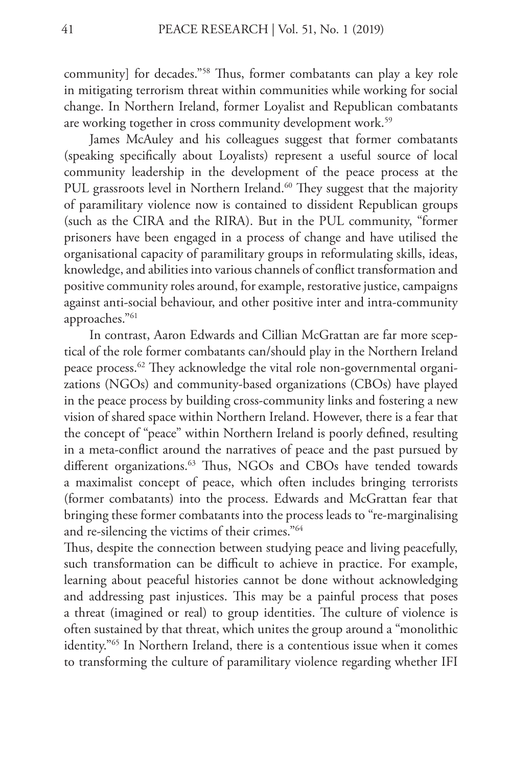community] for decades."[58] Thus, former combatants can play a key role in mitigating terrorism threat within communities while working for social change. In Northern Ireland, former Loyalist and Republican combatants are working together in cross community development work.[59]

James McAuley and his colleagues suggest that former combatants (speaking specifically about Loyalists) represent a useful source of local community leadership in the development of the peace process at the PUL grassroots level in Northern Ireland.[60] They suggest that the majority of paramilitary violence now is contained to dissident Republican groups (such as the CIRA and the RIRA). But in the PUL community, "former prisoners have been engaged in a process of change and have utilised the organisational capacity of paramilitary groups in reformulating skills, ideas, knowledge, and abilities into various channels of conflict transformation and positive community roles around, for example, restorative justice, campaigns against anti-social behaviour, and other positive inter and intra-community approaches."[61]

In contrast, Aaron Edwards and Cillian McGrattan are far more sceptical of the role former combatants can/should play in the Northern Ireland peace process.[62] They acknowledge the vital role non-governmental organizations (NGOs) and community-based organizations (CBOs) have played in the peace process by building cross-community links and fostering a new vision of shared space within Northern Ireland. However, there is a fear that the concept of "peace" within Northern Ireland is poorly defined, resulting in a meta-conflict around the narratives of peace and the past pursued by different organizations.[63] Thus, NGOs and CBOs have tended towards a maximalist concept of peace, which often includes bringing terrorists (former combatants) into the process. Edwards and McGrattan fear that bringing these former combatants into the process leads to "re-marginalising and re-silencing the victims of their crimes."[64]

Thus, despite the connection between studying peace and living peacefully, such transformation can be difficult to achieve in practice. For example, learning about peaceful histories cannot be done without acknowledging and addressing past injustices. This may be a painful process that poses a threat (imagined or real) to group identities. The culture of violence is often sustained by that threat, which unites the group around a "monolithic identity."[65] In Northern Ireland, there is a contentious issue when it comes to transforming the culture of paramilitary violence regarding whether IFI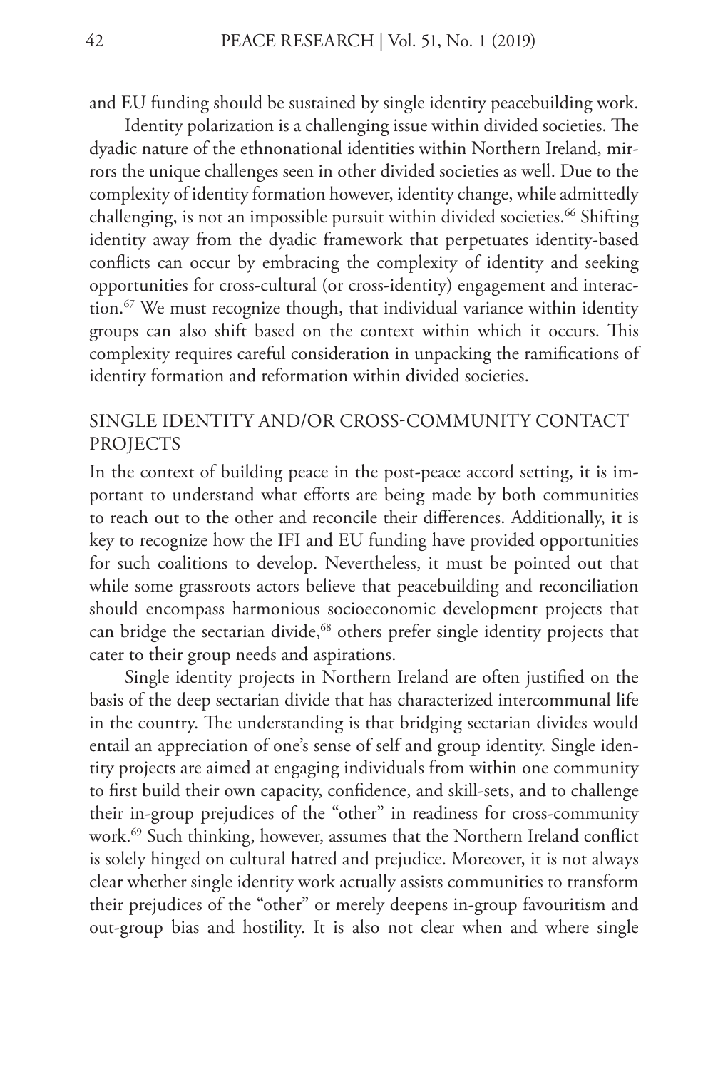and EU funding should be sustained by single identity peacebuilding work.

Identity polarization is a challenging issue within divided societies. The dyadic nature of the ethnonational identities within Northern Ireland, mirrors the unique challenges seen in other divided societies as well. Due to the complexity of identity formation however, identity change, while admittedly challenging, is not an impossible pursuit within divided societies.[66] Shifting identity away from the dyadic framework that perpetuates identity-based conflicts can occur by embracing the complexity of identity and seeking opportunities for cross-cultural (or cross-identity) engagement and interaction.[67] We must recognize though, that individual variance within identity groups can also shift based on the context within which it occurs. This complexity requires careful consideration in unpacking the ramifications of identity formation and reformation within divided societies.

## SINGLE IDENTITY AND/OR CROSS-COMMUNITY CONTACT PROJECTS

In the context of building peace in the post-peace accord setting, it is important to understand what efforts are being made by both communities to reach out to the other and reconcile their differences. Additionally, it is key to recognize how the IFI and EU funding have provided opportunities for such coalitions to develop. Nevertheless, it must be pointed out that while some grassroots actors believe that peacebuilding and reconciliation should encompass harmonious socioeconomic development projects that can bridge the sectarian divide,[68] others prefer single identity projects that cater to their group needs and aspirations.

Single identity projects in Northern Ireland are often justified on the basis of the deep sectarian divide that has characterized intercommunal life in the country. The understanding is that bridging sectarian divides would entail an appreciation of one's sense of self and group identity. Single identity projects are aimed at engaging individuals from within one community to first build their own capacity, confidence, and skill-sets, and to challenge their in-group prejudices of the "other" in readiness for cross-community work.[69] Such thinking, however, assumes that the Northern Ireland conflict is solely hinged on cultural hatred and prejudice. Moreover, it is not always clear whether single identity work actually assists communities to transform their prejudices of the "other" or merely deepens in-group favouritism and out-group bias and hostility. It is also not clear when and where single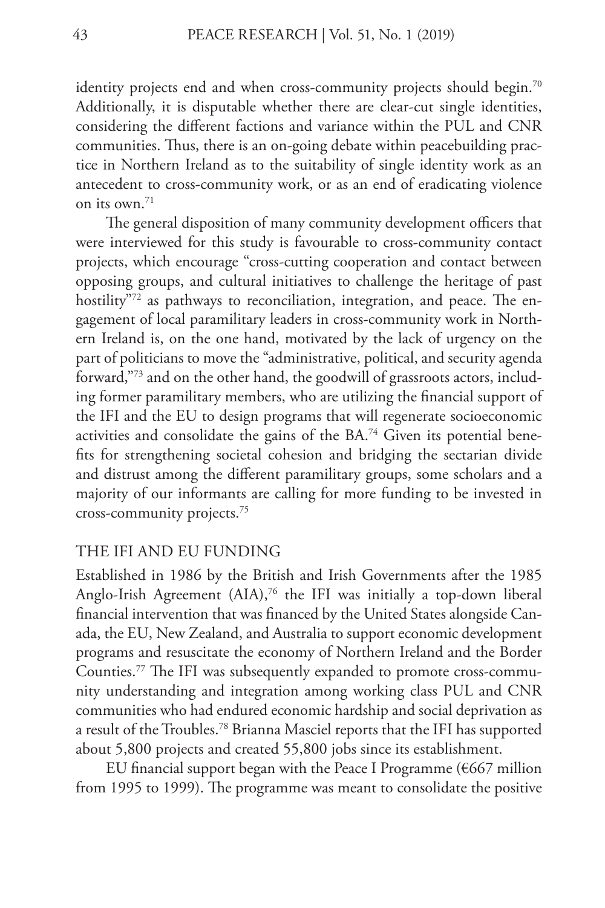identity projects end and when cross-community projects should begin.[70] Additionally, it is disputable whether there are clear-cut single identities, considering the different factions and variance within the PUL and CNR communities. Thus, there is an on-going debate within peacebuilding practice in Northern Ireland as to the suitability of single identity work as an antecedent to cross-community work, or as an end of eradicating violence on its own.[71]

The general disposition of many community development officers that were interviewed for this study is favourable to cross-community contact projects, which encourage "cross-cutting cooperation and contact between opposing groups, and cultural initiatives to challenge the heritage of past hostility"[72] as pathways to reconciliation, integration, and peace. The engagement of local paramilitary leaders in cross-community work in Northern Ireland is, on the one hand, motivated by the lack of urgency on the part of politicians to move the "administrative, political, and security agenda forward,"[73] and on the other hand, the goodwill of grassroots actors, including former paramilitary members, who are utilizing the financial support of the IFI and the EU to design programs that will regenerate socioeconomic activities and consolidate the gains of the BA.[74] Given its potential benefits for strengthening societal cohesion and bridging the sectarian divide and distrust among the different paramilitary groups, some scholars and a majority of our informants are calling for more funding to be invested in cross-community projects.[75]

## THE IFI AND EU FUNDING

Established in 1986 by the British and Irish Governments after the 1985 Anglo-Irish Agreement (AIA),[76] the IFI was initially a top-down liberal financial intervention that was financed by the United States alongside Canada, the EU, New Zealand, and Australia to support economic development programs and resuscitate the economy of Northern Ireland and the Border Counties.[77] The IFI was subsequently expanded to promote cross-community understanding and integration among working class PUL and CNR communities who had endured economic hardship and social deprivation as a result of the Troubles.[78] Brianna Masciel reports that the IFI has supported about 5,800 projects and created 55,800 jobs since its establishment.

EU financial support began with the Peace I Programme (€667 million from 1995 to 1999). The programme was meant to consolidate the positive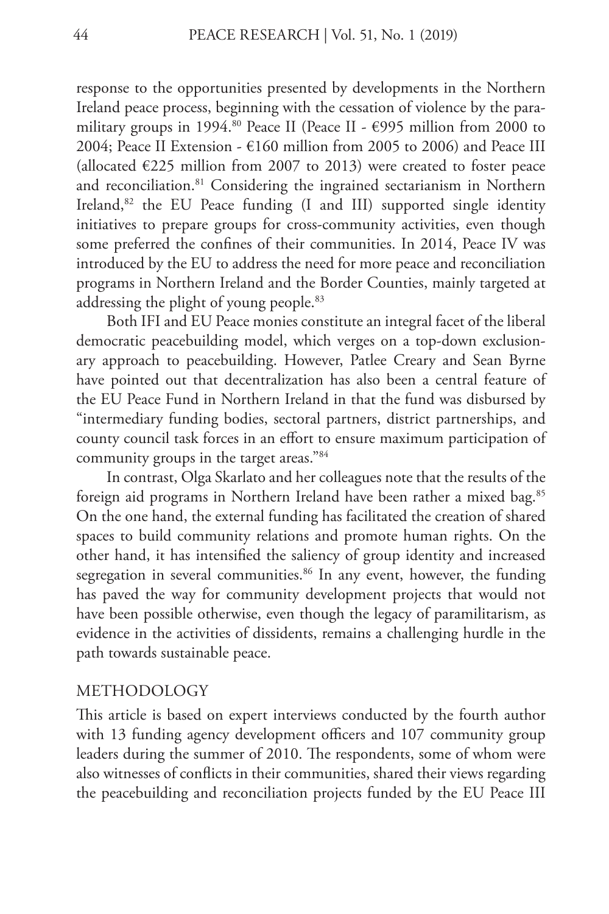response to the opportunities presented by developments in the Northern Ireland peace process, beginning with the cessation of violence by the paramilitary groups in 1994.[80] Peace II (Peace II - €995 million from 2000 to 2004; Peace II Extension - €160 million from 2005 to 2006) and Peace III (allocated €225 million from 2007 to 2013) were created to foster peace and reconciliation.[81] Considering the ingrained sectarianism in Northern Ireland,[82] the EU Peace funding (I and III) supported single identity initiatives to prepare groups for cross-community activities, even though some preferred the confines of their communities. In 2014, Peace IV was introduced by the EU to address the need for more peace and reconciliation programs in Northern Ireland and the Border Counties, mainly targeted at addressing the plight of young people.[83]

Both IFI and EU Peace monies constitute an integral facet of the liberal democratic peacebuilding model, which verges on a top-down exclusionary approach to peacebuilding. However, Patlee Creary and Sean Byrne have pointed out that decentralization has also been a central feature of the EU Peace Fund in Northern Ireland in that the fund was disbursed by "intermediary funding bodies, sectoral partners, district partnerships, and county council task forces in an effort to ensure maximum participation of community groups in the target areas."[84]

In contrast, Olga Skarlato and her colleagues note that the results of the foreign aid programs in Northern Ireland have been rather a mixed bag.[85] On the one hand, the external funding has facilitated the creation of shared spaces to build community relations and promote human rights. On the other hand, it has intensified the saliency of group identity and increased segregation in several communities.[86] In any event, however, the funding has paved the way for community development projects that would not have been possible otherwise, even though the legacy of paramilitarism, as evidence in the activities of dissidents, remains a challenging hurdle in the path towards sustainable peace.

## METHODOLOGY

This article is based on expert interviews conducted by the fourth author with 13 funding agency development officers and 107 community group leaders during the summer of 2010. The respondents, some of whom were also witnesses of conflicts in their communities, shared their views regarding the peacebuilding and reconciliation projects funded by the EU Peace III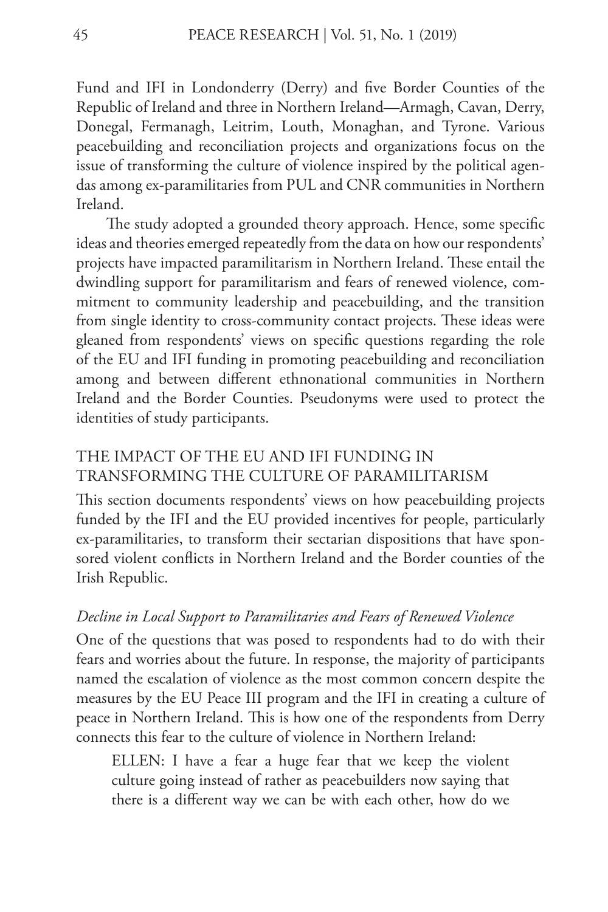Fund and IFI in Londonderry (Derry) and five Border Counties of the Republic of Ireland and three in Northern Ireland—Armagh, Cavan, Derry, Donegal, Fermanagh, Leitrim, Louth, Monaghan, and Tyrone. Various peacebuilding and reconciliation projects and organizations focus on the issue of transforming the culture of violence inspired by the political agendas among ex-paramilitaries from PUL and CNR communities in Northern Ireland.

The study adopted a grounded theory approach. Hence, some specific ideas and theories emerged repeatedly from the data on how our respondents' projects have impacted paramilitarism in Northern Ireland. These entail the dwindling support for paramilitarism and fears of renewed violence, commitment to community leadership and peacebuilding, and the transition from single identity to cross-community contact projects. These ideas were gleaned from respondents' views on specific questions regarding the role of the EU and IFI funding in promoting peacebuilding and reconciliation among and between different ethnonational communities in Northern Ireland and the Border Counties. Pseudonyms were used to protect the identities of study participants.

## THE IMPACT OF THE EU AND IFI FUNDING IN TRANSFORMING THE CULTURE OF PARAMILITARISM

This section documents respondents' views on how peacebuilding projects funded by the IFI and the EU provided incentives for people, particularly ex-paramilitaries, to transform their sectarian dispositions that have sponsored violent conflicts in Northern Ireland and the Border counties of the Irish Republic.

### *Decline in Local Support to Paramilitaries and Fears of Renewed Violence*

One of the questions that was posed to respondents had to do with their fears and worries about the future. In response, the majority of participants named the escalation of violence as the most common concern despite the measures by the EU Peace III program and the IFI in creating a culture of peace in Northern Ireland. This is how one of the respondents from Derry connects this fear to the culture of violence in Northern Ireland:

> ELLEN: I have a fear a huge fear that we keep the violent culture going instead of rather as peacebuilders now saying that there is a different way we can be with each other, how do we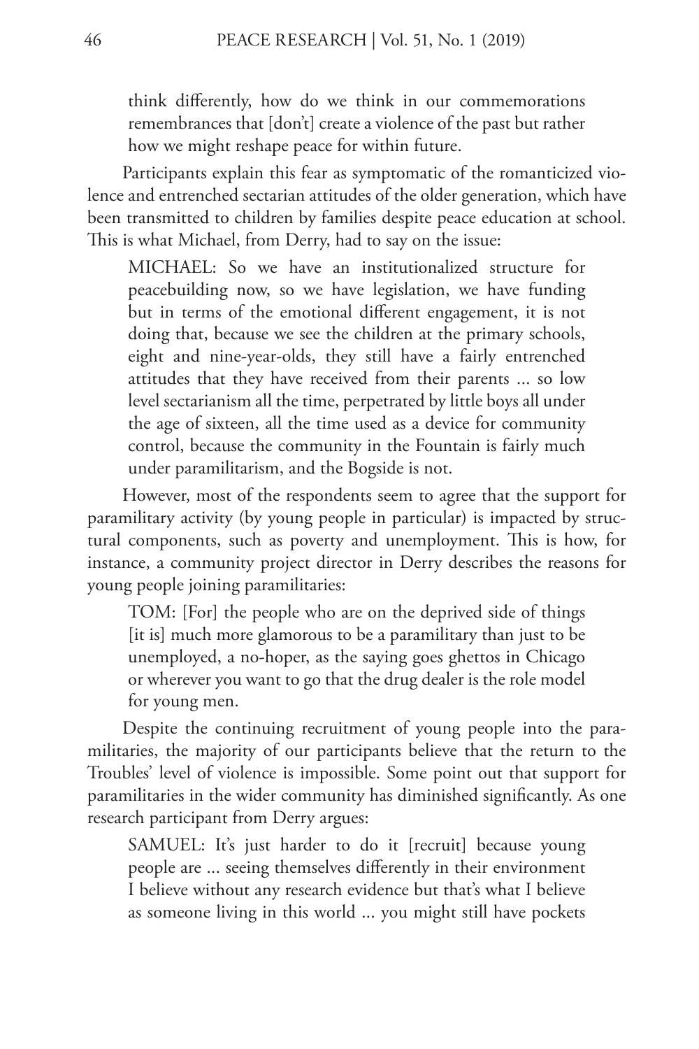think differently, how do we think in our commemorations remembrances that [don't] create a violence of the past but rather how we might reshape peace for within future.

Participants explain this fear as symptomatic of the romanticized violence and entrenched sectarian attitudes of the older generation, which have been transmitted to children by families despite peace education at school. This is what Michael, from Derry, had to say on the issue:

> MICHAEL: So we have an institutionalized structure for peacebuilding now, so we have legislation, we have funding but in terms of the emotional different engagement, it is not doing that, because we see the children at the primary schools, eight and nine-year-olds, they still have a fairly entrenched attitudes that they have received from their parents ... so low level sectarianism all the time, perpetrated by little boys all under the age of sixteen, all the time used as a device for community control, because the community in the Fountain is fairly much under paramilitarism, and the Bogside is not.

However, most of the respondents seem to agree that the support for paramilitary activity (by young people in particular) is impacted by structural components, such as poverty and unemployment. This is how, for instance, a community project director in Derry describes the reasons for young people joining paramilitaries:

> TOM: [For] the people who are on the deprived side of things [it is] much more glamorous to be a paramilitary than just to be unemployed, a no-hoper, as the saying goes ghettos in Chicago or wherever you want to go that the drug dealer is the role model for young men.

Despite the continuing recruitment of young people into the paramilitaries, the majority of our participants believe that the return to the Troubles' level of violence is impossible. Some point out that support for paramilitaries in the wider community has diminished significantly. As one research participant from Derry argues:

> SAMUEL: It's just harder to do it [recruit] because young people are ... seeing themselves differently in their environment I believe without any research evidence but that's what I believe as someone living in this world ... you might still have pockets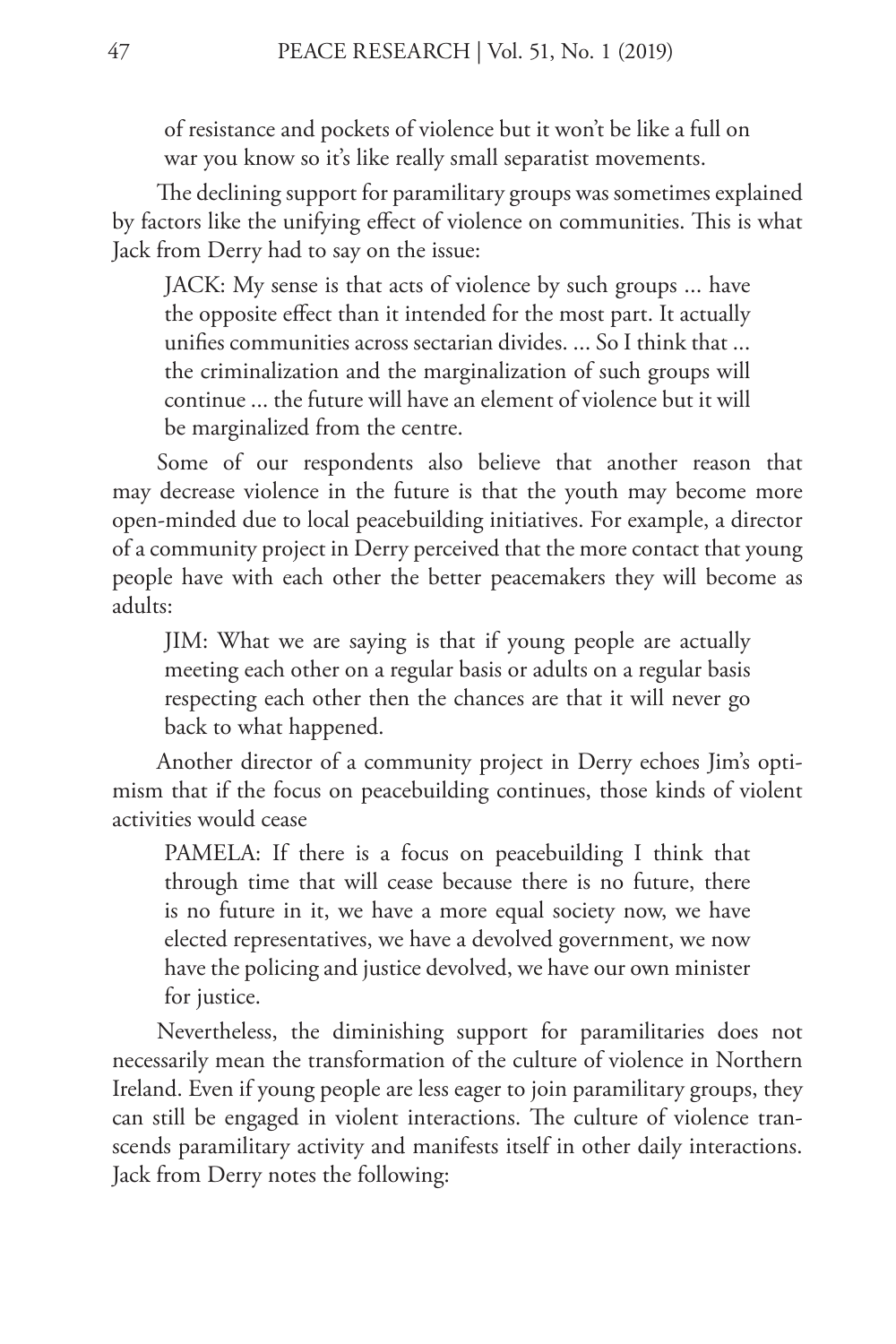of resistance and pockets of violence but it won't be like a full on war you know so it's like really small separatist movements.

The declining support for paramilitary groups was sometimes explained by factors like the unifying effect of violence on communities. This is what Jack from Derry had to say on the issue:

> JACK: My sense is that acts of violence by such groups ... have the opposite effect than it intended for the most part. It actually unifies communities across sectarian divides. ... So I think that ... the criminalization and the marginalization of such groups will continue ... the future will have an element of violence but it will be marginalized from the centre.

Some of our respondents also believe that another reason that may decrease violence in the future is that the youth may become more open-minded due to local peacebuilding initiatives. For example, a director of a community project in Derry perceived that the more contact that young people have with each other the better peacemakers they will become as adults:

> JIM: What we are saying is that if young people are actually meeting each other on a regular basis or adults on a regular basis respecting each other then the chances are that it will never go back to what happened.

Another director of a community project in Derry echoes Jim's optimism that if the focus on peacebuilding continues, those kinds of violent activities would cease

> PAMELA: If there is a focus on peacebuilding I think that through time that will cease because there is no future, there is no future in it, we have a more equal society now, we have elected representatives, we have a devolved government, we now have the policing and justice devolved, we have our own minister for justice.

Nevertheless, the diminishing support for paramilitaries does not necessarily mean the transformation of the culture of violence in Northern Ireland. Even if young people are less eager to join paramilitary groups, they can still be engaged in violent interactions. The culture of violence transcends paramilitary activity and manifests itself in other daily interactions. Jack from Derry notes the following: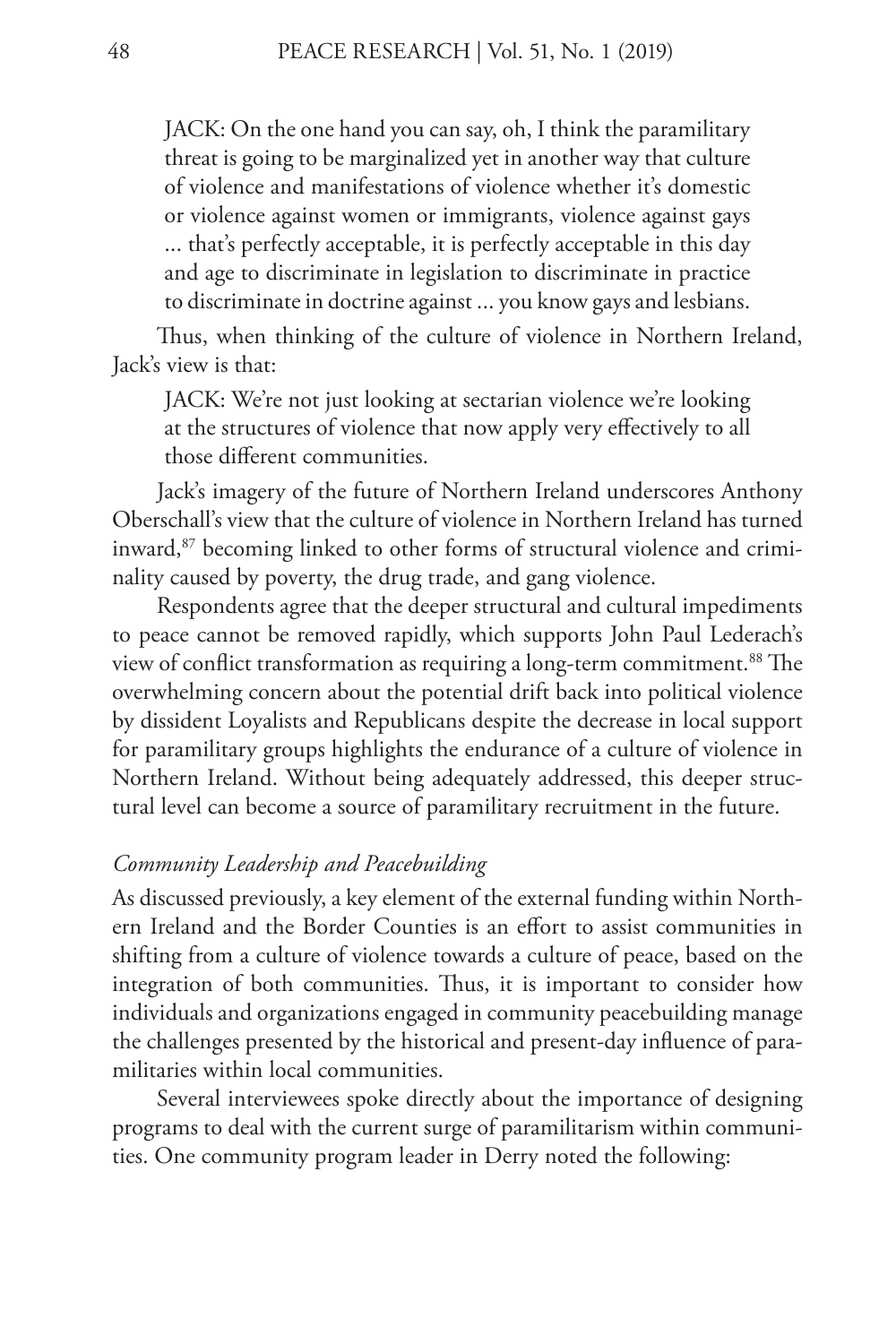> JACK: On the one hand you can say, oh, I think the paramilitary threat is going to be marginalized yet in another way that culture of violence and manifestations of violence whether it's domestic or violence against women or immigrants, violence against gays ... that's perfectly acceptable, it is perfectly acceptable in this day and age to discriminate in legislation to discriminate in practice to discriminate in doctrine against ... you know gays and lesbians.

Thus, when thinking of the culture of violence in Northern Ireland, Jack's view is that:

> JACK: We're not just looking at sectarian violence we're looking at the structures of violence that now apply very effectively to all those different communities.

Jack's imagery of the future of Northern Ireland underscores Anthony Oberschall's view that the culture of violence in Northern Ireland has turned inward,[87] becoming linked to other forms of structural violence and criminality caused by poverty, the drug trade, and gang violence.

Respondents agree that the deeper structural and cultural impediments to peace cannot be removed rapidly, which supports John Paul Lederach's view of conflict transformation as requiring a long-term commitment.[88] The overwhelming concern about the potential drift back into political violence by dissident Loyalists and Republicans despite the decrease in local support for paramilitary groups highlights the endurance of a culture of violence in Northern Ireland. Without being adequately addressed, this deeper structural level can become a source of paramilitary recruitment in the future.

### *Community Leadership and Peacebuilding*

As discussed previously, a key element of the external funding within Northern Ireland and the Border Counties is an effort to assist communities in shifting from a culture of violence towards a culture of peace, based on the integration of both communities. Thus, it is important to consider how individuals and organizations engaged in community peacebuilding manage the challenges presented by the historical and present-day influence of paramilitaries within local communities.

Several interviewees spoke directly about the importance of designing programs to deal with the current surge of paramilitarism within communities. One community program leader in Derry noted the following: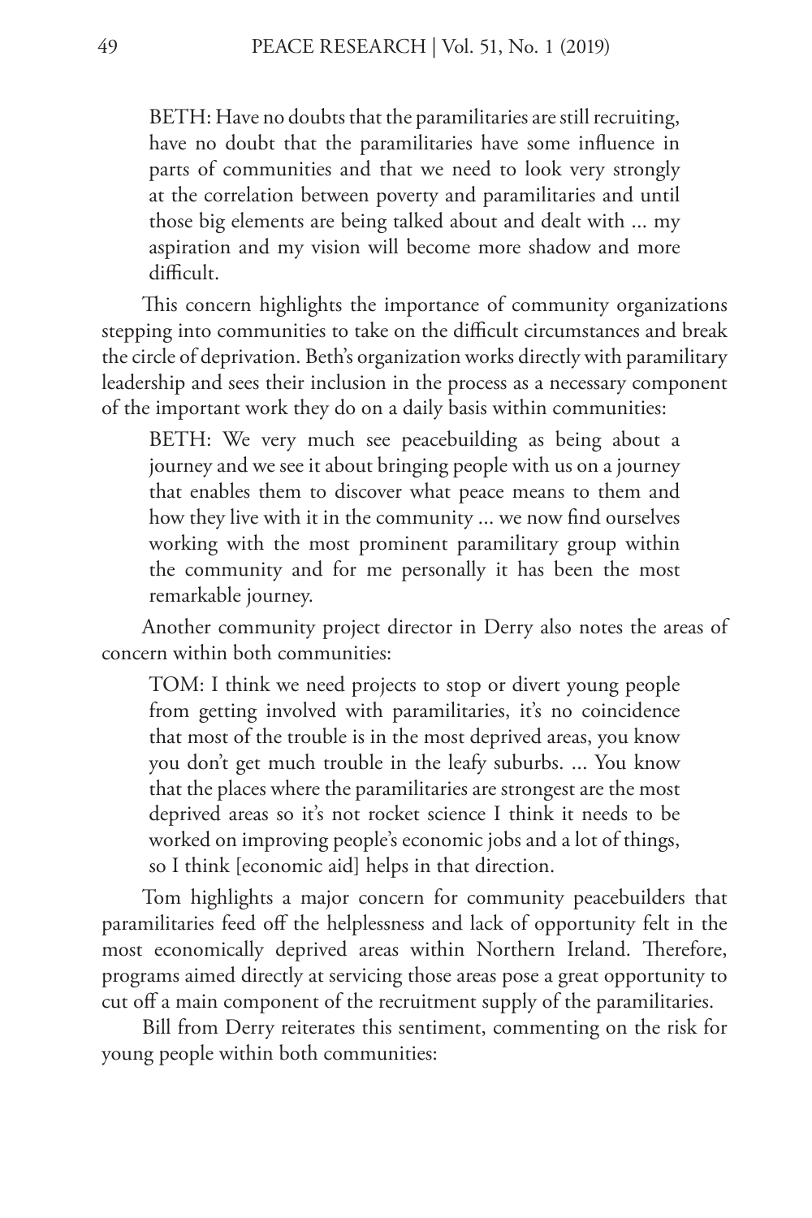> BETH: Have no doubts that the paramilitaries are still recruiting, have no doubt that the paramilitaries have some influence in parts of communities and that we need to look very strongly at the correlation between poverty and paramilitaries and until those big elements are being talked about and dealt with ... my aspiration and my vision will become more shadow and more difficult.

This concern highlights the importance of community organizations stepping into communities to take on the difficult circumstances and break the circle of deprivation. Beth's organization works directly with paramilitary leadership and sees their inclusion in the process as a necessary component of the important work they do on a daily basis within communities:

> BETH: We very much see peacebuilding as being about a journey and we see it about bringing people with us on a journey that enables them to discover what peace means to them and how they live with it in the community ... we now find ourselves working with the most prominent paramilitary group within the community and for me personally it has been the most remarkable journey.

Another community project director in Derry also notes the areas of concern within both communities:

> TOM: I think we need projects to stop or divert young people from getting involved with paramilitaries, it's no coincidence that most of the trouble is in the most deprived areas, you know you don't get much trouble in the leafy suburbs. ... You know that the places where the paramilitaries are strongest are the most deprived areas so it's not rocket science I think it needs to be worked on improving people's economic jobs and a lot of things, so I think [economic aid] helps in that direction.

Tom highlights a major concern for community peacebuilders that paramilitaries feed off the helplessness and lack of opportunity felt in the most economically deprived areas within Northern Ireland. Therefore, programs aimed directly at servicing those areas pose a great opportunity to cut off a main component of the recruitment supply of the paramilitaries.

Bill from Derry reiterates this sentiment, commenting on the risk for young people within both communities: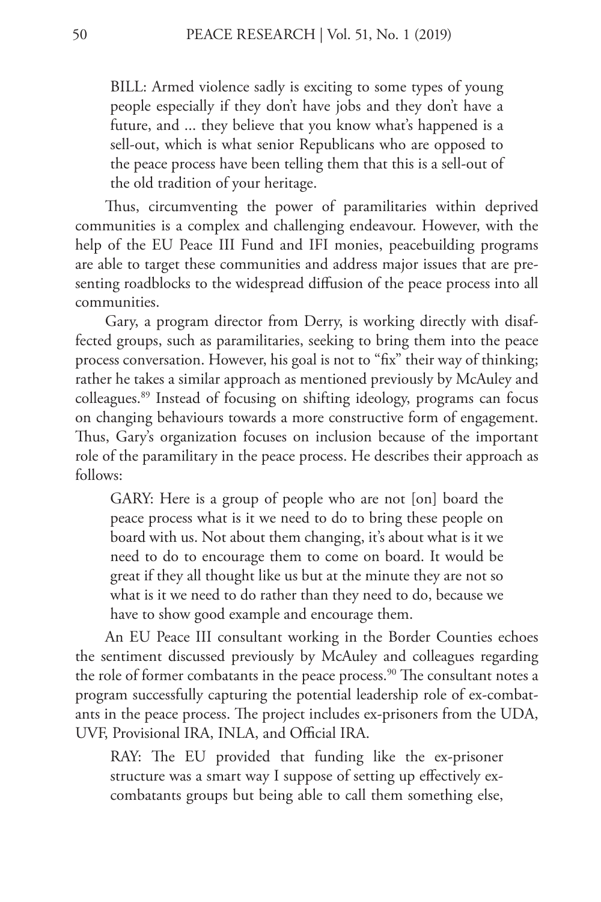> BILL: Armed violence sadly is exciting to some types of young people especially if they don't have jobs and they don't have a future, and ... they believe that you know what's happened is a sell-out, which is what senior Republicans who are opposed to the peace process have been telling them that this is a sell-out of the old tradition of your heritage.

Thus, circumventing the power of paramilitaries within deprived communities is a complex and challenging endeavour. However, with the help of the EU Peace III Fund and IFI monies, peacebuilding programs are able to target these communities and address major issues that are presenting roadblocks to the widespread diffusion of the peace process into all communities.

Gary, a program director from Derry, is working directly with disaffected groups, such as paramilitaries, seeking to bring them into the peace process conversation. However, his goal is not to "fix" their way of thinking; rather he takes a similar approach as mentioned previously by McAuley and colleagues.[89] Instead of focusing on shifting ideology, programs can focus on changing behaviours towards a more constructive form of engagement. Thus, Gary's organization focuses on inclusion because of the important role of the paramilitary in the peace process. He describes their approach as follows:

> GARY: Here is a group of people who are not [on] board the peace process what is it we need to do to bring these people on board with us. Not about them changing, it's about what is it we need to do to encourage them to come on board. It would be great if they all thought like us but at the minute they are not so what is it we need to do rather than they need to do, because we have to show good example and encourage them.

An EU Peace III consultant working in the Border Counties echoes the sentiment discussed previously by McAuley and colleagues regarding the role of former combatants in the peace process.[90] The consultant notes a program successfully capturing the potential leadership role of ex-combatants in the peace process. The project includes ex-prisoners from the UDA, UVF, Provisional IRA, INLA, and Official IRA.

> RAY: The EU provided that funding like the ex-prisoner structure was a smart way I suppose of setting up effectively ex-combatants groups but being able to call them something else,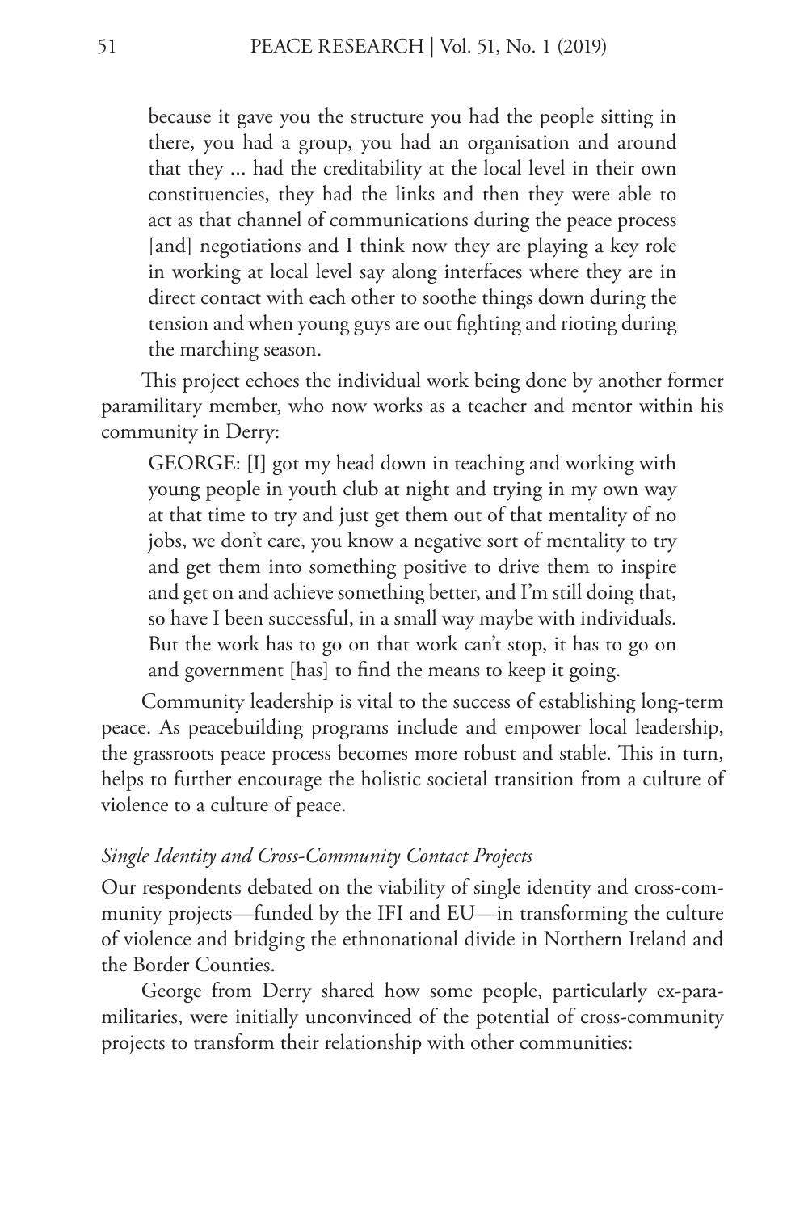> because it gave you the structure you had the people sitting in there, you had a group, you had an organisation and around that they ... had the creditability at the local level in their own constituencies, they had the links and then they were able to act as that channel of communications during the peace process [and] negotiations and I think now they are playing a key role in working at local level say along interfaces where they are in direct contact with each other to soothe things down during the tension and when young guys are out fighting and rioting during the marching season.

This project echoes the individual work being done by another former paramilitary member, who now works as a teacher and mentor within his community in Derry:

> GEORGE: [I] got my head down in teaching and working with young people in youth club at night and trying in my own way at that time to try and just get them out of that mentality of no jobs, we don't care, you know a negative sort of mentality to try and get them into something positive to drive them to inspire and get on and achieve something better, and I'm still doing that, so have I been successful, in a small way maybe with individuals. But the work has to go on that work can't stop, it has to go on and government [has] to find the means to keep it going.

Community leadership is vital to the success of establishing long-term peace. As peacebuilding programs include and empower local leadership, the grassroots peace process becomes more robust and stable. This in turn, helps to further encourage the holistic societal transition from a culture of violence to a culture of peace.

### *Single Identity and Cross-Community Contact Projects*

Our respondents debated on the viability of single identity and cross-community projects—funded by the IFI and EU—in transforming the culture of violence and bridging the ethnonational divide in Northern Ireland and the Border Counties.

George from Derry shared how some people, particularly ex-paramilitaries, were initially unconvinced of the potential of cross-community projects to transform their relationship with other communities: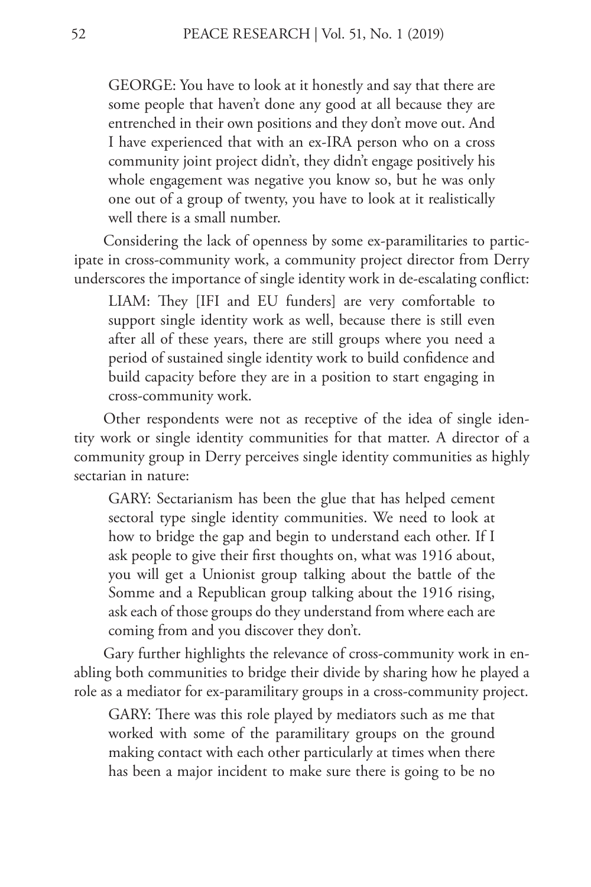> GEORGE: You have to look at it honestly and say that there are some people that haven't done any good at all because they are entrenched in their own positions and they don't move out. And I have experienced that with an ex-IRA person who on a cross community joint project didn't, they didn't engage positively his whole engagement was negative you know so, but he was only one out of a group of twenty, you have to look at it realistically well there is a small number.

Considering the lack of openness by some ex-paramilitaries to participate in cross-community work, a community project director from Derry underscores the importance of single identity work in de-escalating conflict:

> LIAM: They [IFI and EU funders] are very comfortable to support single identity work as well, because there is still even after all of these years, there are still groups where you need a period of sustained single identity work to build confidence and build capacity before they are in a position to start engaging in cross-community work.

Other respondents were not as receptive of the idea of single identity work or single identity communities for that matter. A director of a community group in Derry perceives single identity communities as highly sectarian in nature:

> GARY: Sectarianism has been the glue that has helped cement sectoral type single identity communities. We need to look at how to bridge the gap and begin to understand each other. If I ask people to give their first thoughts on, what was 1916 about, you will get a Unionist group talking about the battle of the Somme and a Republican group talking about the 1916 rising, ask each of those groups do they understand from where each are coming from and you discover they don't.

Gary further highlights the relevance of cross-community work in enabling both communities to bridge their divide by sharing how he played a role as a mediator for ex-paramilitary groups in a cross-community project.

> GARY: There was this role played by mediators such as me that worked with some of the paramilitary groups on the ground making contact with each other particularly at times when there has been a major incident to make sure there is going to be no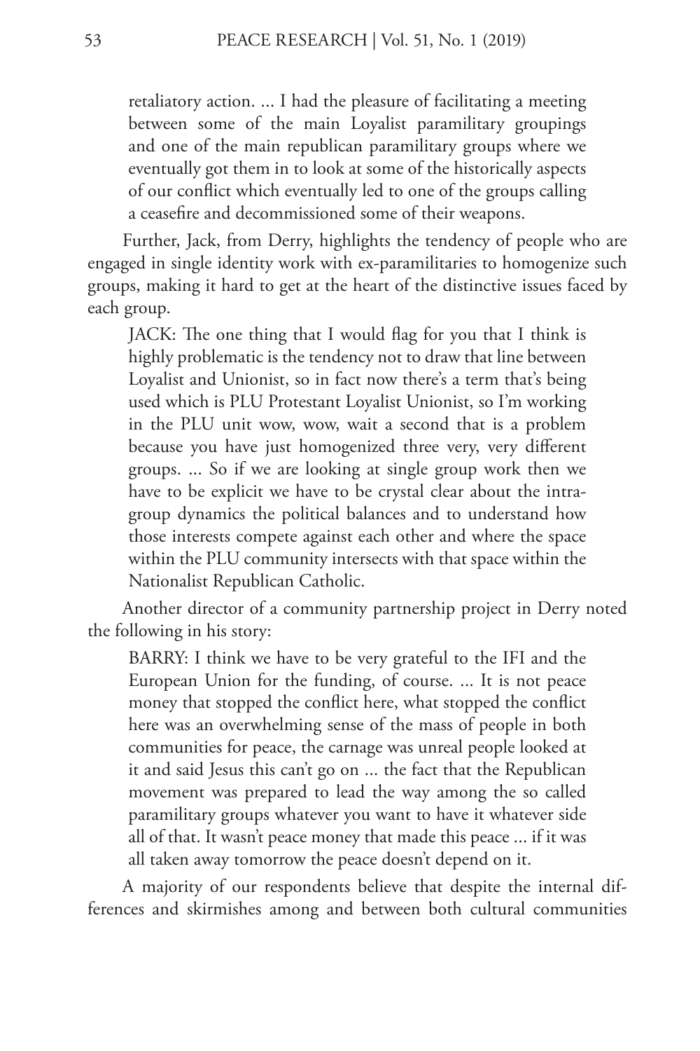> retaliatory action. ... I had the pleasure of facilitating a meeting between some of the main Loyalist paramilitary groupings and one of the main republican paramilitary groups where we eventually got them in to look at some of the historically aspects of our conflict which eventually led to one of the groups calling a ceasefire and decommissioned some of their weapons.

Further, Jack, from Derry, highlights the tendency of people who are engaged in single identity work with ex-paramilitaries to homogenize such groups, making it hard to get at the heart of the distinctive issues faced by each group.

> JACK: The one thing that I would flag for you that I think is highly problematic is the tendency not to draw that line between Loyalist and Unionist, so in fact now there's a term that's being used which is PLU Protestant Loyalist Unionist, so I'm working in the PLU unit wow, wow, wait a second that is a problem because you have just homogenized three very, very different groups. ... So if we are looking at single group work then we have to be explicit we have to be crystal clear about the intra-group dynamics the political balances and to understand how those interests compete against each other and where the space within the PLU community intersects with that space within the Nationalist Republican Catholic.

Another director of a community partnership project in Derry noted the following in his story:

> BARRY: I think we have to be very grateful to the IFI and the European Union for the funding, of course. ... It is not peace money that stopped the conflict here, what stopped the conflict here was an overwhelming sense of the mass of people in both communities for peace, the carnage was unreal people looked at it and said Jesus this can't go on ... the fact that the Republican movement was prepared to lead the way among the so called paramilitary groups whatever you want to have it whatever side all of that. It wasn't peace money that made this peace ... if it was all taken away tomorrow the peace doesn't depend on it.

A majority of our respondents believe that despite the internal differences and skirmishes among and between both cultural communities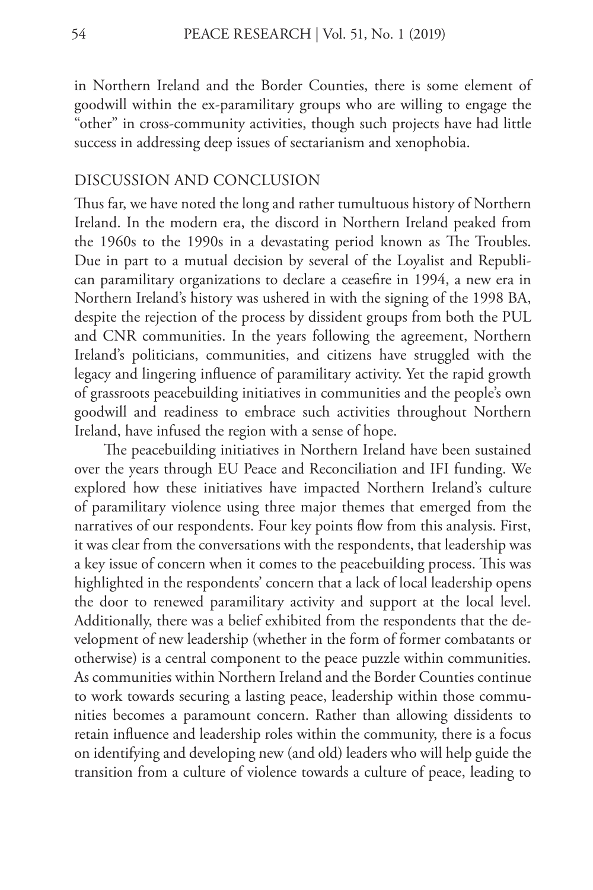in Northern Ireland and the Border Counties, there is some element of goodwill within the ex-paramilitary groups who are willing to engage the "other" in cross-community activities, though such projects have had little success in addressing deep issues of sectarianism and xenophobia.

## DISCUSSION AND CONCLUSION

Thus far, we have noted the long and rather tumultuous history of Northern Ireland. In the modern era, the discord in Northern Ireland peaked from the 1960s to the 1990s in a devastating period known as The Troubles. Due in part to a mutual decision by several of the Loyalist and Republican paramilitary organizations to declare a ceasefire in 1994, a new era in Northern Ireland's history was ushered in with the signing of the 1998 BA, despite the rejection of the process by dissident groups from both the PUL and CNR communities. In the years following the agreement, Northern Ireland's politicians, communities, and citizens have struggled with the legacy and lingering influence of paramilitary activity. Yet the rapid growth of grassroots peacebuilding initiatives in communities and the people's own goodwill and readiness to embrace such activities throughout Northern Ireland, have infused the region with a sense of hope.

The peacebuilding initiatives in Northern Ireland have been sustained over the years through EU Peace and Reconciliation and IFI funding. We explored how these initiatives have impacted Northern Ireland's culture of paramilitary violence using three major themes that emerged from the narratives of our respondents. Four key points flow from this analysis. First, it was clear from the conversations with the respondents, that leadership was a key issue of concern when it comes to the peacebuilding process. This was highlighted in the respondents' concern that a lack of local leadership opens the door to renewed paramilitary activity and support at the local level. Additionally, there was a belief exhibited from the respondents that the development of new leadership (whether in the form of former combatants or otherwise) is a central component to the peace puzzle within communities. As communities within Northern Ireland and the Border Counties continue to work towards securing a lasting peace, leadership within those communities becomes a paramount concern. Rather than allowing dissidents to retain influence and leadership roles within the community, there is a focus on identifying and developing new (and old) leaders who will help guide the transition from a culture of violence towards a culture of peace, leading to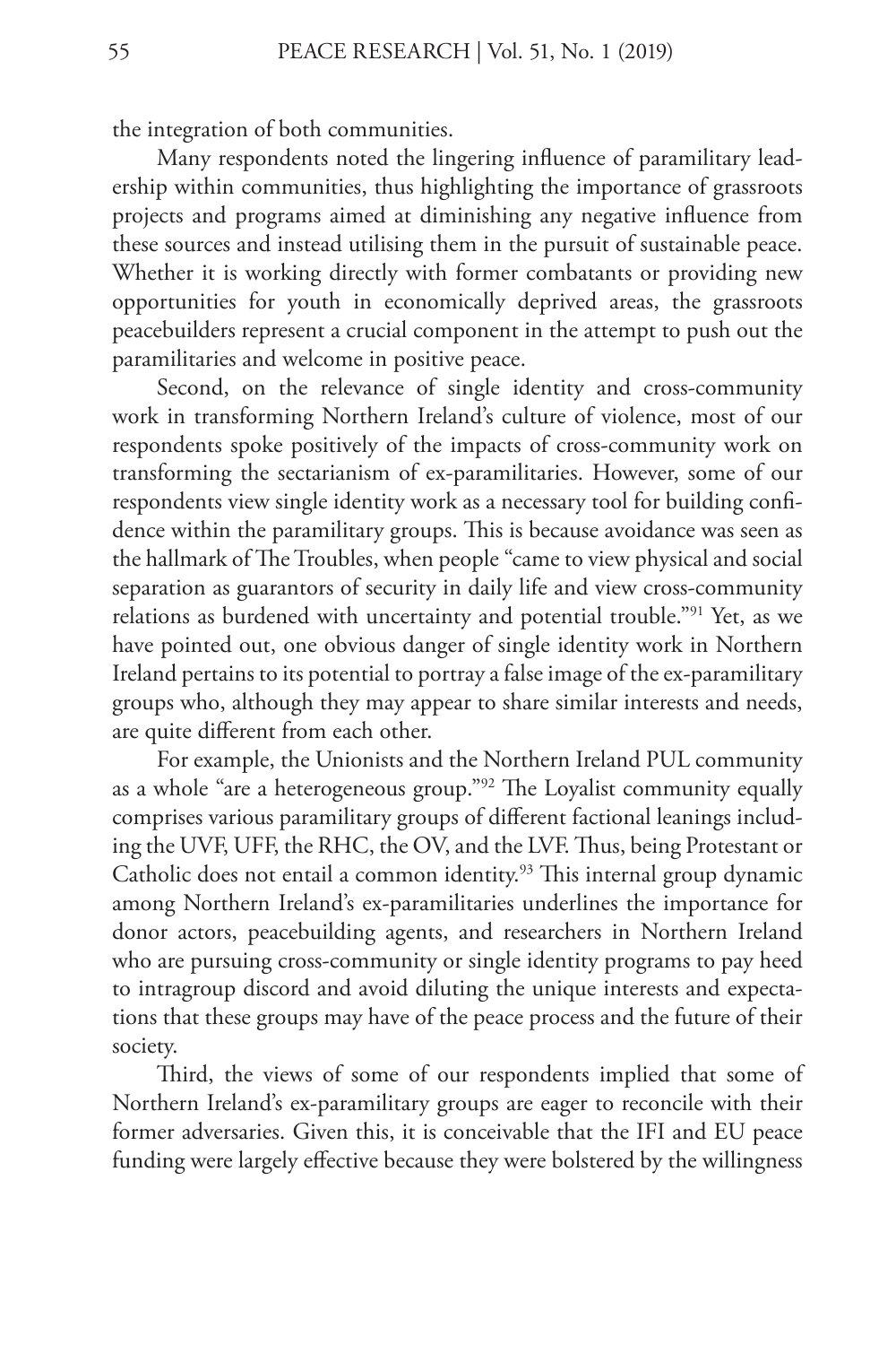the integration of both communities.

Many respondents noted the lingering influence of paramilitary leadership within communities, thus highlighting the importance of grassroots projects and programs aimed at diminishing any negative influence from these sources and instead utilising them in the pursuit of sustainable peace. Whether it is working directly with former combatants or providing new opportunities for youth in economically deprived areas, the grassroots peacebuilders represent a crucial component in the attempt to push out the paramilitaries and welcome in positive peace.

Second, on the relevance of single identity and cross-community work in transforming Northern Ireland's culture of violence, most of our respondents spoke positively of the impacts of cross-community work on transforming the sectarianism of ex-paramilitaries. However, some of our respondents view single identity work as a necessary tool for building confidence within the paramilitary groups. This is because avoidance was seen as the hallmark of The Troubles, when people "came to view physical and social separation as guarantors of security in daily life and view cross-community relations as burdened with uncertainty and potential trouble."[91] Yet, as we have pointed out, one obvious danger of single identity work in Northern Ireland pertains to its potential to portray a false image of the ex-paramilitary groups who, although they may appear to share similar interests and needs, are quite different from each other.

For example, the Unionists and the Northern Ireland PUL community as a whole "are a heterogeneous group."[92] The Loyalist community equally comprises various paramilitary groups of different factional leanings including the UVF, UFF, the RHC, the OV, and the LVF. Thus, being Protestant or Catholic does not entail a common identity.[93] This internal group dynamic among Northern Ireland's ex-paramilitaries underlines the importance for donor actors, peacebuilding agents, and researchers in Northern Ireland who are pursuing cross-community or single identity programs to pay heed to intragroup discord and avoid diluting the unique interests and expectations that these groups may have of the peace process and the future of their society.

Third, the views of some of our respondents implied that some of Northern Ireland's ex-paramilitary groups are eager to reconcile with their former adversaries. Given this, it is conceivable that the IFI and EU peace funding were largely effective because they were bolstered by the willingness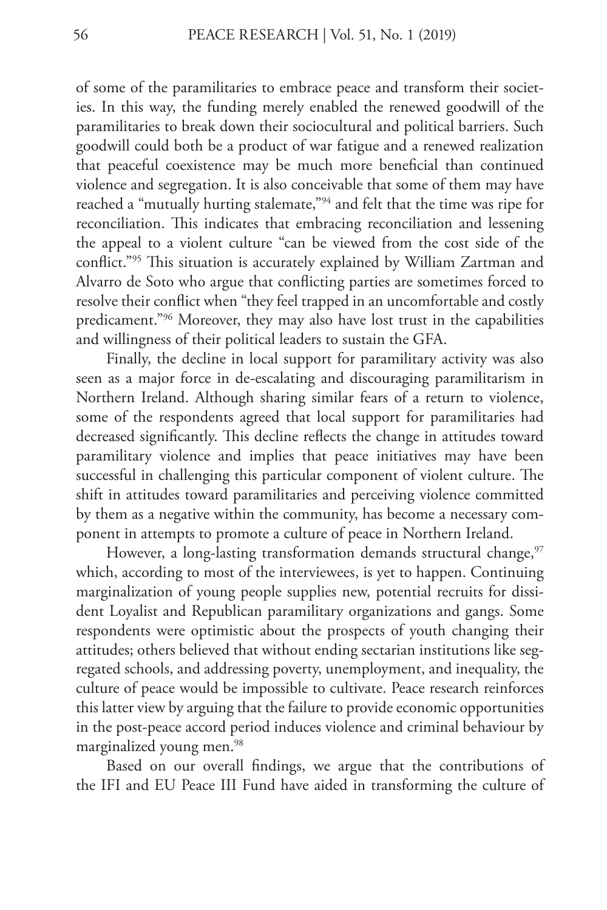of some of the paramilitaries to embrace peace and transform their societies. In this way, the funding merely enabled the renewed goodwill of the paramilitaries to break down their sociocultural and political barriers. Such goodwill could both be a product of war fatigue and a renewed realization that peaceful coexistence may be much more beneficial than continued violence and segregation. It is also conceivable that some of them may have reached a "mutually hurting stalemate,"[94] and felt that the time was ripe for reconciliation. This indicates that embracing reconciliation and lessening the appeal to a violent culture "can be viewed from the cost side of the conflict."[95] This situation is accurately explained by William Zartman and Alvarro de Soto who argue that conflicting parties are sometimes forced to resolve their conflict when "they feel trapped in an uncomfortable and costly predicament."[96] Moreover, they may also have lost trust in the capabilities and willingness of their political leaders to sustain the GFA.

Finally, the decline in local support for paramilitary activity was also seen as a major force in de-escalating and discouraging paramilitarism in Northern Ireland. Although sharing similar fears of a return to violence, some of the respondents agreed that local support for paramilitaries had decreased significantly. This decline reflects the change in attitudes toward paramilitary violence and implies that peace initiatives may have been successful in challenging this particular component of violent culture. The shift in attitudes toward paramilitaries and perceiving violence committed by them as a negative within the community, has become a necessary component in attempts to promote a culture of peace in Northern Ireland.

However, a long-lasting transformation demands structural change,[97] which, according to most of the interviewees, is yet to happen. Continuing marginalization of young people supplies new, potential recruits for dissident Loyalist and Republican paramilitary organizations and gangs. Some respondents were optimistic about the prospects of youth changing their attitudes; others believed that without ending sectarian institutions like segregated schools, and addressing poverty, unemployment, and inequality, the culture of peace would be impossible to cultivate. Peace research reinforces this latter view by arguing that the failure to provide economic opportunities in the post-peace accord period induces violence and criminal behaviour by marginalized young men.[98]

Based on our overall findings, we argue that the contributions of the IFI and EU Peace III Fund have aided in transforming the culture of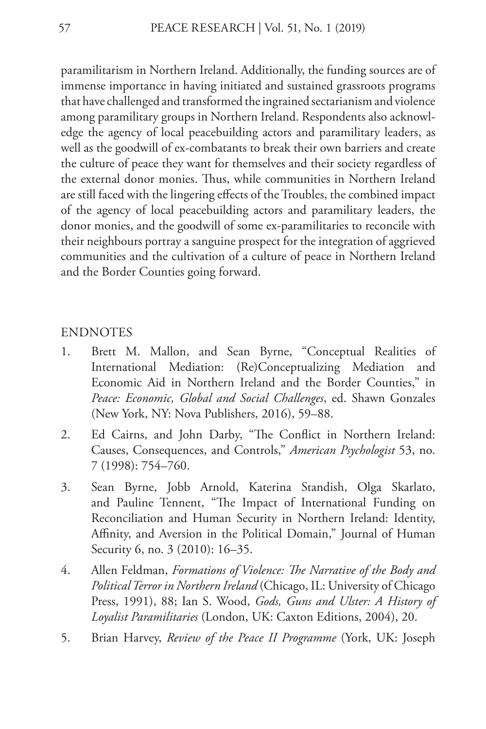paramilitarism in Northern Ireland. Additionally, the funding sources are of immense importance in having initiated and sustained grassroots programs that have challenged and transformed the ingrained sectarianism and violence among paramilitary groups in Northern Ireland. Respondents also acknowledge the agency of local peacebuilding actors and paramilitary leaders, as well as the goodwill of ex-combatants to break their own barriers and create the culture of peace they want for themselves and their society regardless of the external donor monies. Thus, while communities in Northern Ireland are still faced with the lingering effects of the Troubles, the combined impact of the agency of local peacebuilding actors and paramilitary leaders, the donor monies, and the goodwill of some ex-paramilitaries to reconcile with their neighbours portray a sanguine prospect for the integration of aggrieved communities and the cultivation of a culture of peace in Northern Ireland and the Border Counties going forward.

## ENDNOTES

1. Brett M. Mallon, and Sean Byrne, "Conceptual Realities of International Mediation: (Re)Conceptualizing Mediation and Economic Aid in Northern Ireland and the Border Counties," in *Peace: Economic, Global and Social Challenges*, ed. Shawn Gonzales (New York, NY: Nova Publishers, 2016), 59–88.
2. Ed Cairns, and John Darby, "The Conflict in Northern Ireland: Causes, Consequences, and Controls," *American Psychologist* 53, no. 7 (1998): 754–760.
3. Sean Byrne, Jobb Arnold, Katerina Standish, Olga Skarlato, and Pauline Tennent, "The Impact of International Funding on Reconciliation and Human Security in Northern Ireland: Identity, Affinity, and Aversion in the Political Domain," Journal of Human Security 6, no. 3 (2010): 16–35.
4. Allen Feldman, *Formations of Violence: The Narrative of the Body and Political Terror in Northern Ireland* (Chicago, IL: University of Chicago Press, 1991), 88; Ian S. Wood, *Gods, Guns and Ulster: A History of Loyalist Paramilitaries* (London, UK: Caxton Editions, 2004), 20.
5. Brian Harvey, *Review of the Peace II Programme* (York, UK: Joseph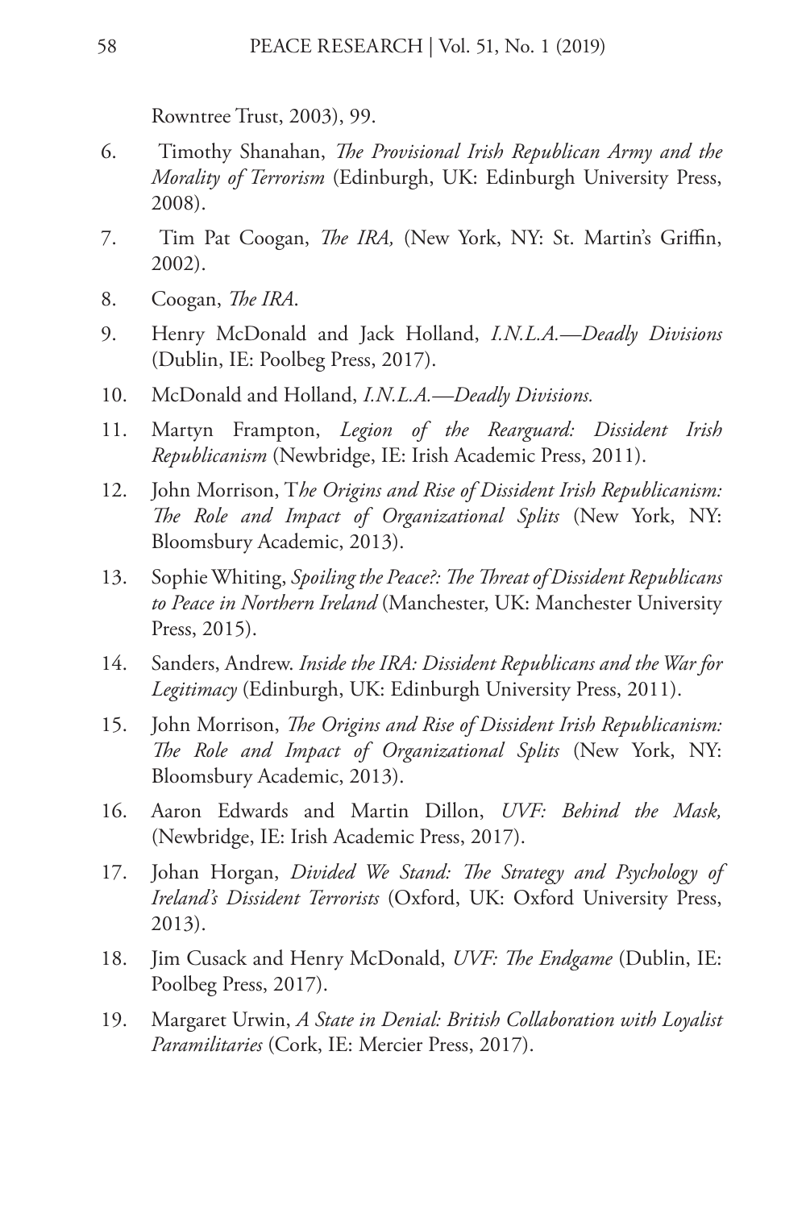Rowntree Trust, 2003), 99.

6. Timothy Shanahan, *The Provisional Irish Republican Army and the Morality of Terrorism* (Edinburgh, UK: Edinburgh University Press, 2008).
7. Tim Pat Coogan, *The IRA,* (New York, NY: St. Martin's Griffin, 2002).
8. Coogan, *The IRA*.
9. Henry McDonald and Jack Holland, *I.N.L.A.—Deadly Divisions* (Dublin, IE: Poolbeg Press, 2017).
10. McDonald and Holland, *I.N.L.A.—Deadly Divisions.*
11. Martyn Frampton, *Legion of the Rearguard: Dissident Irish Republicanism* (Newbridge, IE: Irish Academic Press, 2011).
12. John Morrison, T*he Origins and Rise of Dissident Irish Republicanism: The Role and Impact of Organizational Splits* (New York, NY: Bloomsbury Academic, 2013).
13. Sophie Whiting, *Spoiling the Peace?: The Threat of Dissident Republicans to Peace in Northern Ireland* (Manchester, UK: Manchester University Press, 2015).
14. Sanders, Andrew. *Inside the IRA: Dissident Republicans and the War for Legitimacy* (Edinburgh, UK: Edinburgh University Press, 2011).
15. John Morrison, *The Origins and Rise of Dissident Irish Republicanism: The Role and Impact of Organizational Splits* (New York, NY: Bloomsbury Academic, 2013).
16. Aaron Edwards and Martin Dillon, *UVF: Behind the Mask,* (Newbridge, IE: Irish Academic Press, 2017).
17. Johan Horgan, *Divided We Stand: The Strategy and Psychology of Ireland's Dissident Terrorists* (Oxford, UK: Oxford University Press, 2013).
18. Jim Cusack and Henry McDonald, *UVF: The Endgame* (Dublin, IE: Poolbeg Press, 2017).
19. Margaret Urwin, *A State in Denial: British Collaboration with Loyalist Paramilitaries* (Cork, IE: Mercier Press, 2017).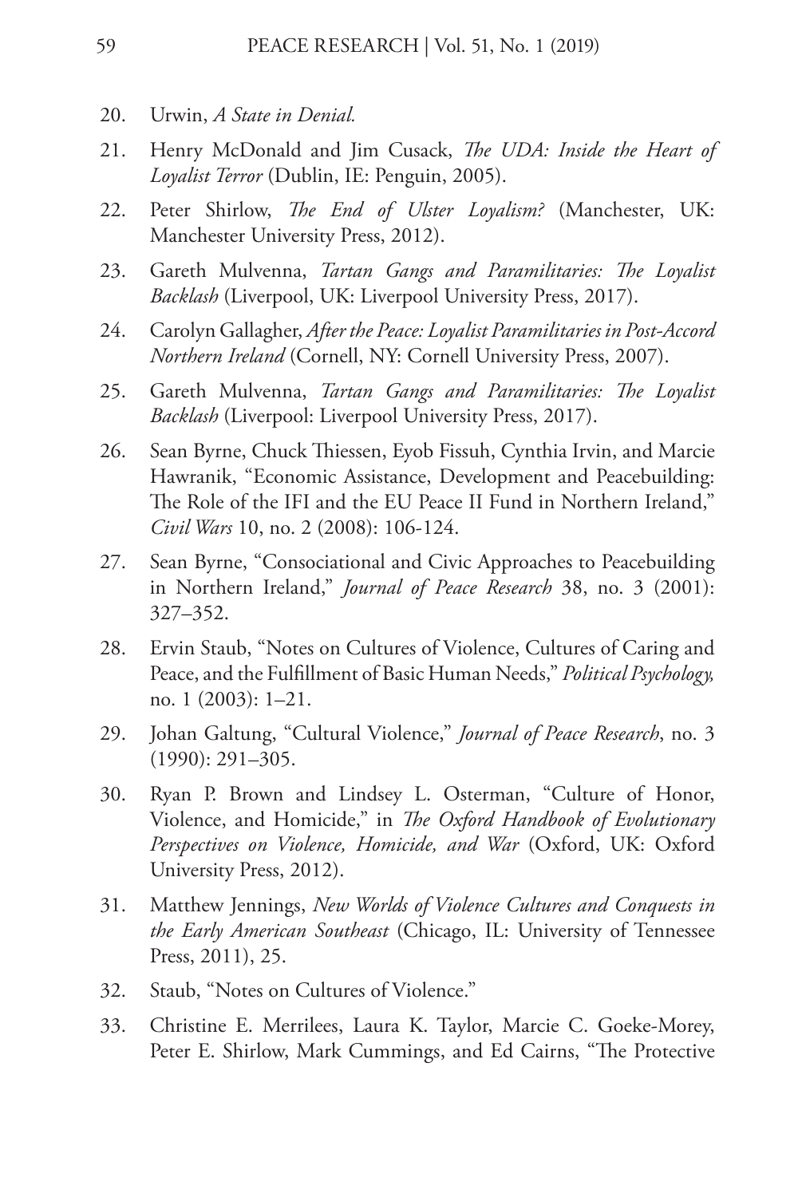20. Urwin, *A State in Denial.*

21. Henry McDonald and Jim Cusack, *The UDA: Inside the Heart of Loyalist Terror* (Dublin, IE: Penguin, 2005).

22. Peter Shirlow, *The End of Ulster Loyalism?* (Manchester, UK: Manchester University Press, 2012).

23. Gareth Mulvenna, *Tartan Gangs and Paramilitaries: The Loyalist Backlash* (Liverpool, UK: Liverpool University Press, 2017).

24. Carolyn Gallagher, *After the Peace: Loyalist Paramilitaries in Post-Accord Northern Ireland* (Cornell, NY: Cornell University Press, 2007).

25. Gareth Mulvenna, *Tartan Gangs and Paramilitaries: The Loyalist Backlash* (Liverpool: Liverpool University Press, 2017).

26. Sean Byrne, Chuck Thiessen, Eyob Fissuh, Cynthia Irvin, and Marcie Hawranik, "Economic Assistance, Development and Peacebuilding: The Role of the IFI and the EU Peace II Fund in Northern Ireland," *Civil Wars* 10, no. 2 (2008): 106-124.

27. Sean Byrne, "Consociational and Civic Approaches to Peacebuilding in Northern Ireland," *Journal of Peace Research* 38, no. 3 (2001): 327–352.

28. Ervin Staub, "Notes on Cultures of Violence, Cultures of Caring and Peace, and the Fulfillment of Basic Human Needs," *Political Psychology,* no. 1 (2003): 1–21.

29. Johan Galtung, "Cultural Violence," *Journal of Peace Research*, no. 3 (1990): 291–305.

30. Ryan P. Brown and Lindsey L. Osterman, "Culture of Honor, Violence, and Homicide," in *The Oxford Handbook of Evolutionary Perspectives on Violence, Homicide, and War* (Oxford, UK: Oxford University Press, 2012).

31. Matthew Jennings, *New Worlds of Violence Cultures and Conquests in the Early American Southeast* (Chicago, IL: University of Tennessee Press, 2011), 25.

32. Staub, "Notes on Cultures of Violence."

33. Christine E. Merrilees, Laura K. Taylor, Marcie C. Goeke-Morey, Peter E. Shirlow, Mark Cummings, and Ed Cairns, "The Protective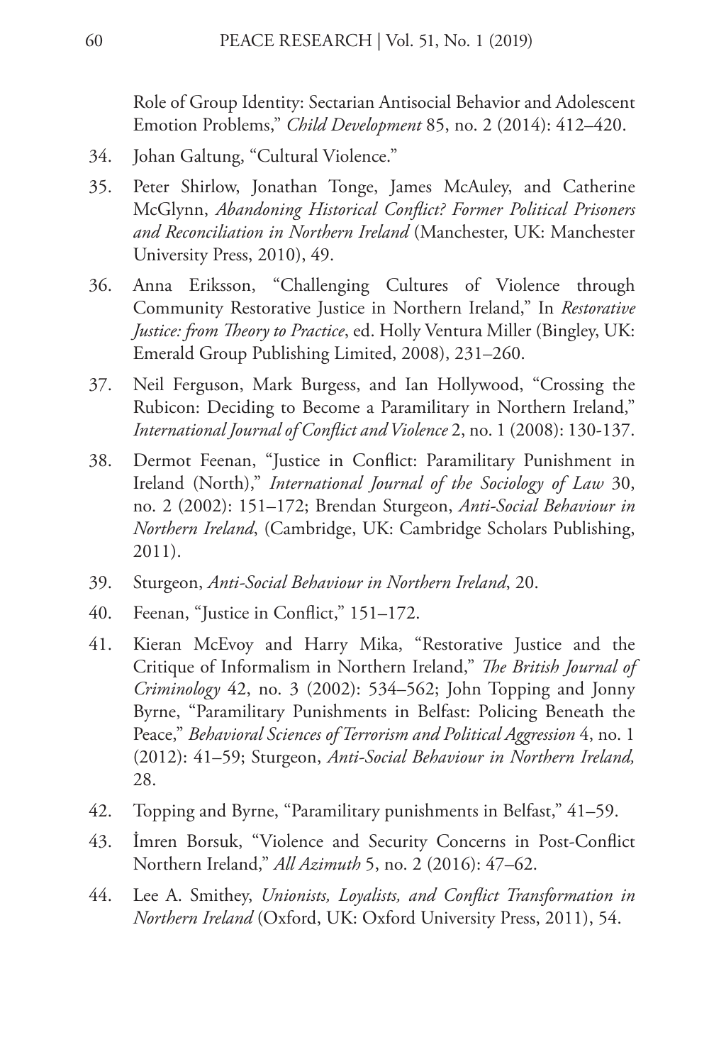Role of Group Identity: Sectarian Antisocial Behavior and Adolescent Emotion Problems," *Child Development* 85, no. 2 (2014): 412–420.

34. Johan Galtung, "Cultural Violence."
35. Peter Shirlow, Jonathan Tonge, James McAuley, and Catherine McGlynn, *Abandoning Historical Conflict? Former Political Prisoners and Reconciliation in Northern Ireland* (Manchester, UK: Manchester University Press, 2010), 49.
36. Anna Eriksson, "Challenging Cultures of Violence through Community Restorative Justice in Northern Ireland," In *Restorative Justice: from Theory to Practice*, ed. Holly Ventura Miller (Bingley, UK: Emerald Group Publishing Limited, 2008), 231–260.
37. Neil Ferguson, Mark Burgess, and Ian Hollywood, "Crossing the Rubicon: Deciding to Become a Paramilitary in Northern Ireland," *International Journal of Conflict and Violence* 2, no. 1 (2008): 130-137.
38. Dermot Feenan, "Justice in Conflict: Paramilitary Punishment in Ireland (North)," *International Journal of the Sociology of Law* 30, no. 2 (2002): 151–172; Brendan Sturgeon, *Anti-Social Behaviour in Northern Ireland*, (Cambridge, UK: Cambridge Scholars Publishing, 2011).
39. Sturgeon, *Anti-Social Behaviour in Northern Ireland*, 20.
40. Feenan, "Justice in Conflict," 151–172.
41. Kieran McEvoy and Harry Mika, "Restorative Justice and the Critique of Informalism in Northern Ireland," *The British Journal of Criminology* 42, no. 3 (2002): 534–562; John Topping and Jonny Byrne, "Paramilitary Punishments in Belfast: Policing Beneath the Peace," *Behavioral Sciences of Terrorism and Political Aggression* 4, no. 1 (2012): 41–59; Sturgeon, *Anti-Social Behaviour in Northern Ireland,* 28.
42. Topping and Byrne, "Paramilitary punishments in Belfast," 41–59.
43. İmren Borsuk, "Violence and Security Concerns in Post-Conflict Northern Ireland," *All Azimuth* 5, no. 2 (2016): 47–62.
44. Lee A. Smithey, *Unionists, Loyalists, and Conflict Transformation in Northern Ireland* (Oxford, UK: Oxford University Press, 2011), 54.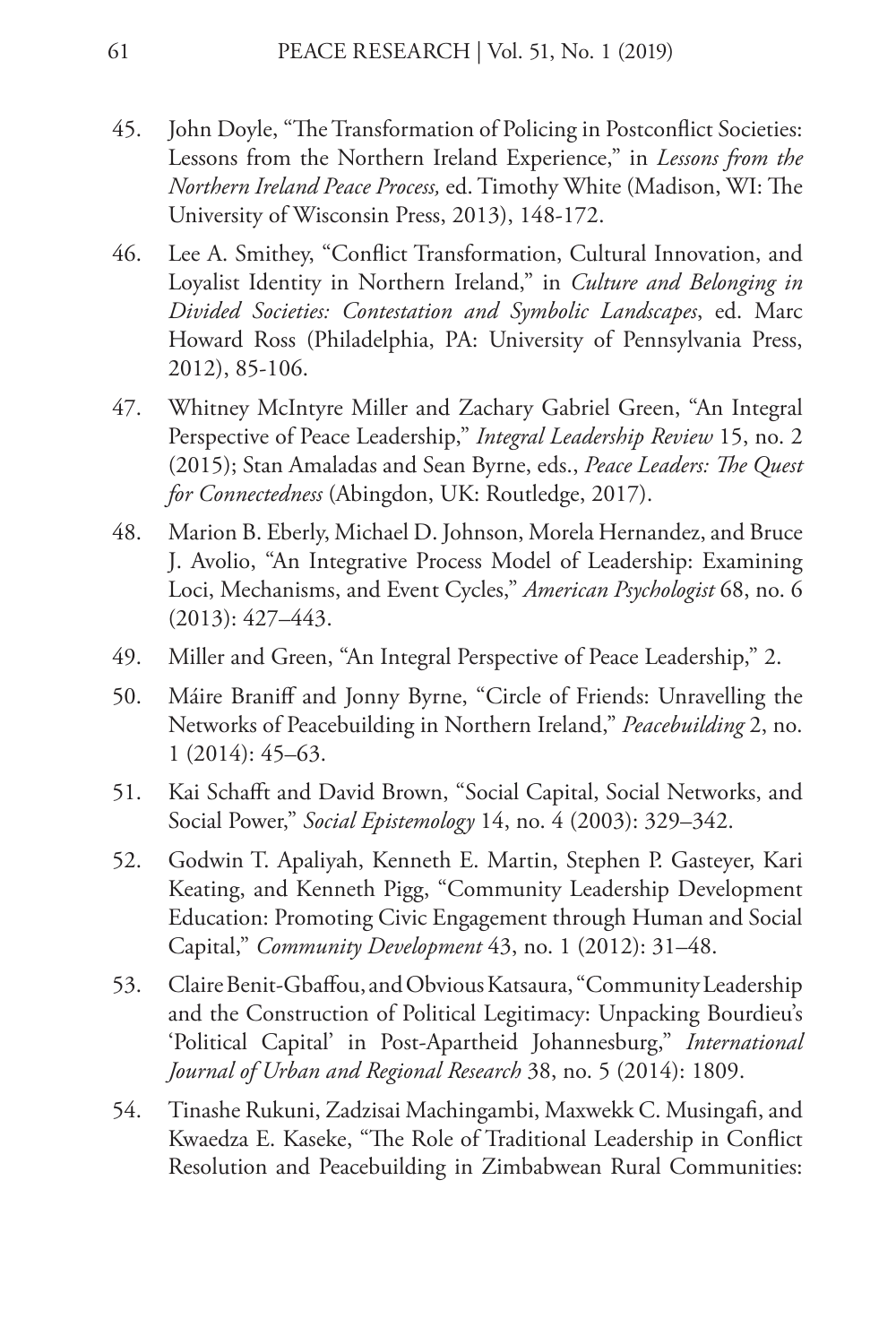45. John Doyle, "The Transformation of Policing in Postconflict Societies: Lessons from the Northern Ireland Experience," in *Lessons from the Northern Ireland Peace Process,* ed. Timothy White (Madison, WI: The University of Wisconsin Press, 2013), 148-172.

46. Lee A. Smithey, "Conflict Transformation, Cultural Innovation, and Loyalist Identity in Northern Ireland," in *Culture and Belonging in Divided Societies: Contestation and Symbolic Landscapes*, ed. Marc Howard Ross (Philadelphia, PA: University of Pennsylvania Press, 2012), 85-106.

47. Whitney McIntyre Miller and Zachary Gabriel Green, "An Integral Perspective of Peace Leadership," *Integral Leadership Review* 15, no. 2 (2015); Stan Amaladas and Sean Byrne, eds., *Peace Leaders: The Quest for Connectedness* (Abingdon, UK: Routledge, 2017).

48. Marion B. Eberly, Michael D. Johnson, Morela Hernandez, and Bruce J. Avolio, "An Integrative Process Model of Leadership: Examining Loci, Mechanisms, and Event Cycles," *American Psychologist* 68, no. 6 (2013): 427–443.

49. Miller and Green, "An Integral Perspective of Peace Leadership," 2.

50. Máire Braniff and Jonny Byrne, "Circle of Friends: Unravelling the Networks of Peacebuilding in Northern Ireland," *Peacebuilding* 2, no. 1 (2014): 45–63.

51. Kai Schafft and David Brown, "Social Capital, Social Networks, and Social Power," *Social Epistemology* 14, no. 4 (2003): 329–342.

52. Godwin T. Apaliyah, Kenneth E. Martin, Stephen P. Gasteyer, Kari Keating, and Kenneth Pigg, "Community Leadership Development Education: Promoting Civic Engagement through Human and Social Capital," *Community Development* 43, no. 1 (2012): 31–48.

53. Claire Benit-Gbaffou, and Obvious Katsaura, "Community Leadership and the Construction of Political Legitimacy: Unpacking Bourdieu's 'Political Capital' in Post-Apartheid Johannesburg," *International Journal of Urban and Regional Research* 38, no. 5 (2014): 1809.

54. Tinashe Rukuni, Zadzisai Machingambi, Maxwekk C. Musingafi, and Kwaedza E. Kaseke, "The Role of Traditional Leadership in Conflict Resolution and Peacebuilding in Zimbabwean Rural Communities: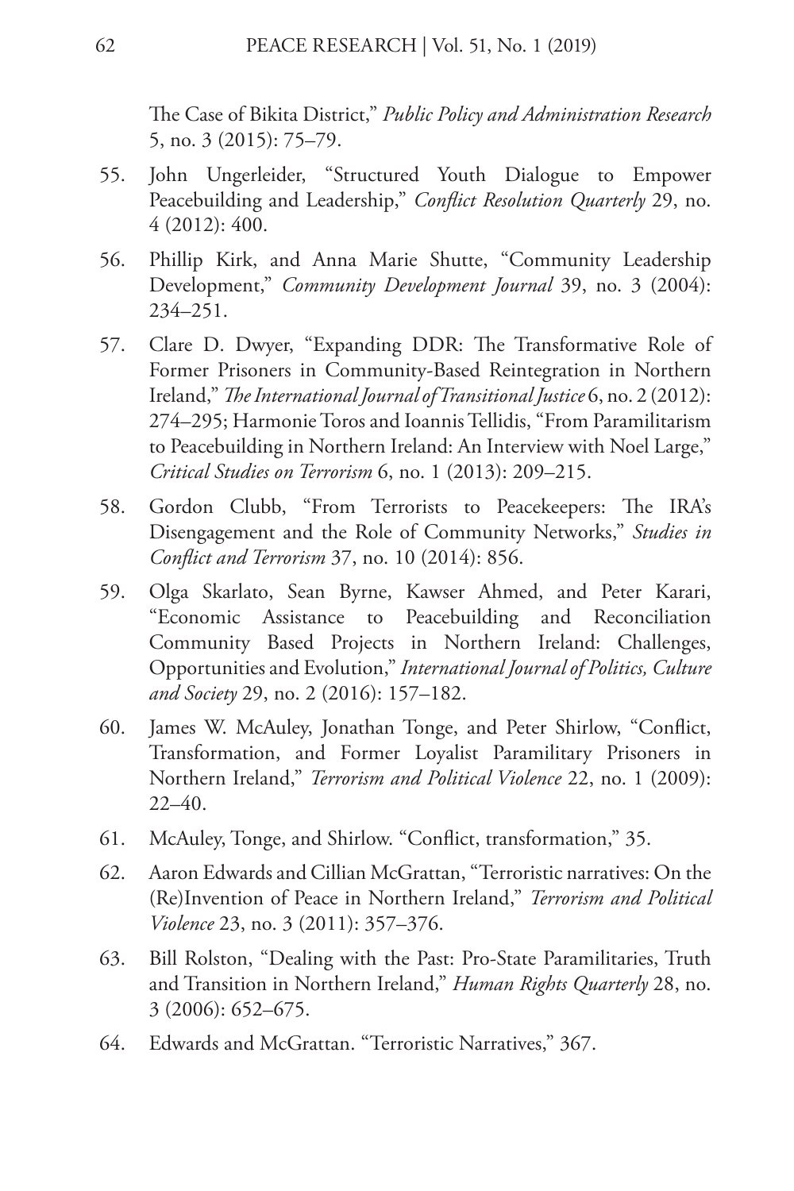The Case of Bikita District," *Public Policy and Administration Research* 5, no. 3 (2015): 75–79.

55. John Ungerleider, "Structured Youth Dialogue to Empower Peacebuilding and Leadership," *Conflict Resolution Quarterly* 29, no. 4 (2012): 400.
56. Phillip Kirk, and Anna Marie Shutte, "Community Leadership Development," *Community Development Journal* 39, no. 3 (2004): 234–251.
57. Clare D. Dwyer, "Expanding DDR: The Transformative Role of Former Prisoners in Community-Based Reintegration in Northern Ireland," *The International Journal of Transitional Justice* 6, no. 2 (2012): 274–295; Harmonie Toros and Ioannis Tellidis, "From Paramilitarism to Peacebuilding in Northern Ireland: An Interview with Noel Large," *Critical Studies on Terrorism* 6, no. 1 (2013): 209–215.
58. Gordon Clubb, "From Terrorists to Peacekeepers: The IRA's Disengagement and the Role of Community Networks," *Studies in Conflict and Terrorism* 37, no. 10 (2014): 856.
59. Olga Skarlato, Sean Byrne, Kawser Ahmed, and Peter Karari, "Economic Assistance to Peacebuilding and Reconciliation Community Based Projects in Northern Ireland: Challenges, Opportunities and Evolution," *International Journal of Politics, Culture and Society* 29, no. 2 (2016): 157–182.
60. James W. McAuley, Jonathan Tonge, and Peter Shirlow, "Conflict, Transformation, and Former Loyalist Paramilitary Prisoners in Northern Ireland," *Terrorism and Political Violence* 22, no. 1 (2009): 22–40.
61. McAuley, Tonge, and Shirlow. "Conflict, transformation," 35.
62. Aaron Edwards and Cillian McGrattan, "Terroristic narratives: On the (Re)Invention of Peace in Northern Ireland," *Terrorism and Political Violence* 23, no. 3 (2011): 357–376.
63. Bill Rolston, "Dealing with the Past: Pro-State Paramilitaries, Truth and Transition in Northern Ireland," *Human Rights Quarterly* 28, no. 3 (2006): 652–675.
64. Edwards and McGrattan. "Terroristic Narratives," 367.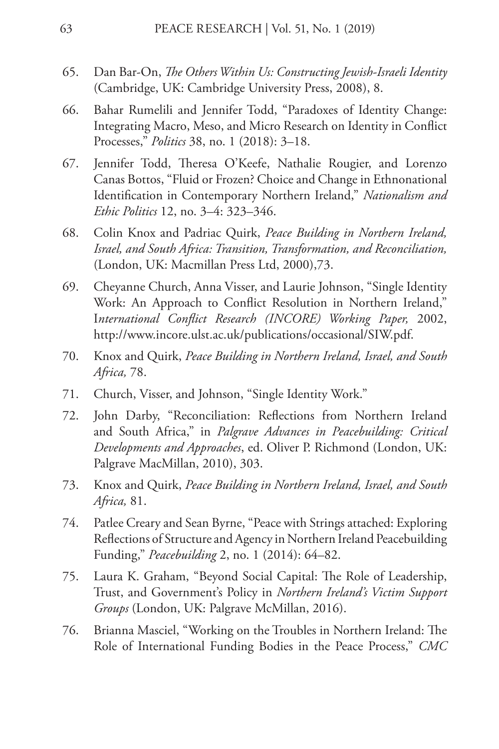65. Dan Bar-On, *The Others Within Us: Constructing Jewish-Israeli Identity* (Cambridge, UK: Cambridge University Press, 2008), 8.

66. Bahar Rumelili and Jennifer Todd, "Paradoxes of Identity Change: Integrating Macro, Meso, and Micro Research on Identity in Conflict Processes," *Politics* 38, no. 1 (2018): 3–18.

67. Jennifer Todd, Theresa O'Keefe, Nathalie Rougier, and Lorenzo Canas Bottos, "Fluid or Frozen? Choice and Change in Ethnonational Identification in Contemporary Northern Ireland," *Nationalism and Ethic Politics* 12, no. 3–4: 323–346.

68. Colin Knox and Padriac Quirk, *Peace Building in Northern Ireland, Israel, and South Africa: Transition, Transformation, and Reconciliation,* (London, UK: Macmillan Press Ltd, 2000),73.

69. Cheyanne Church, Anna Visser, and Laurie Johnson, "Single Identity Work: An Approach to Conflict Resolution in Northern Ireland," I*nternational Conflict Research (INCORE) Working Paper,* 2002, http://www.incore.ulst.ac.uk/publications/occasional/SIW.pdf.

70. Knox and Quirk, *Peace Building in Northern Ireland, Israel, and South Africa,* 78.

71. Church, Visser, and Johnson, "Single Identity Work."

72. John Darby, "Reconciliation: Reflections from Northern Ireland and South Africa," in *Palgrave Advances in Peacebuilding: Critical Developments and Approaches*, ed. Oliver P. Richmond (London, UK: Palgrave MacMillan, 2010), 303.

73. Knox and Quirk, *Peace Building in Northern Ireland, Israel, and South Africa,* 81.

74. Patlee Creary and Sean Byrne, "Peace with Strings attached: Exploring Reflections of Structure and Agency in Northern Ireland Peacebuilding Funding," *Peacebuilding* 2, no. 1 (2014): 64–82.

75. Laura K. Graham, "Beyond Social Capital: The Role of Leadership, Trust, and Government's Policy in *Northern Ireland's Victim Support Groups* (London, UK: Palgrave McMillan, 2016).

76. Brianna Masciel, "Working on the Troubles in Northern Ireland: The Role of International Funding Bodies in the Peace Process," *CMC*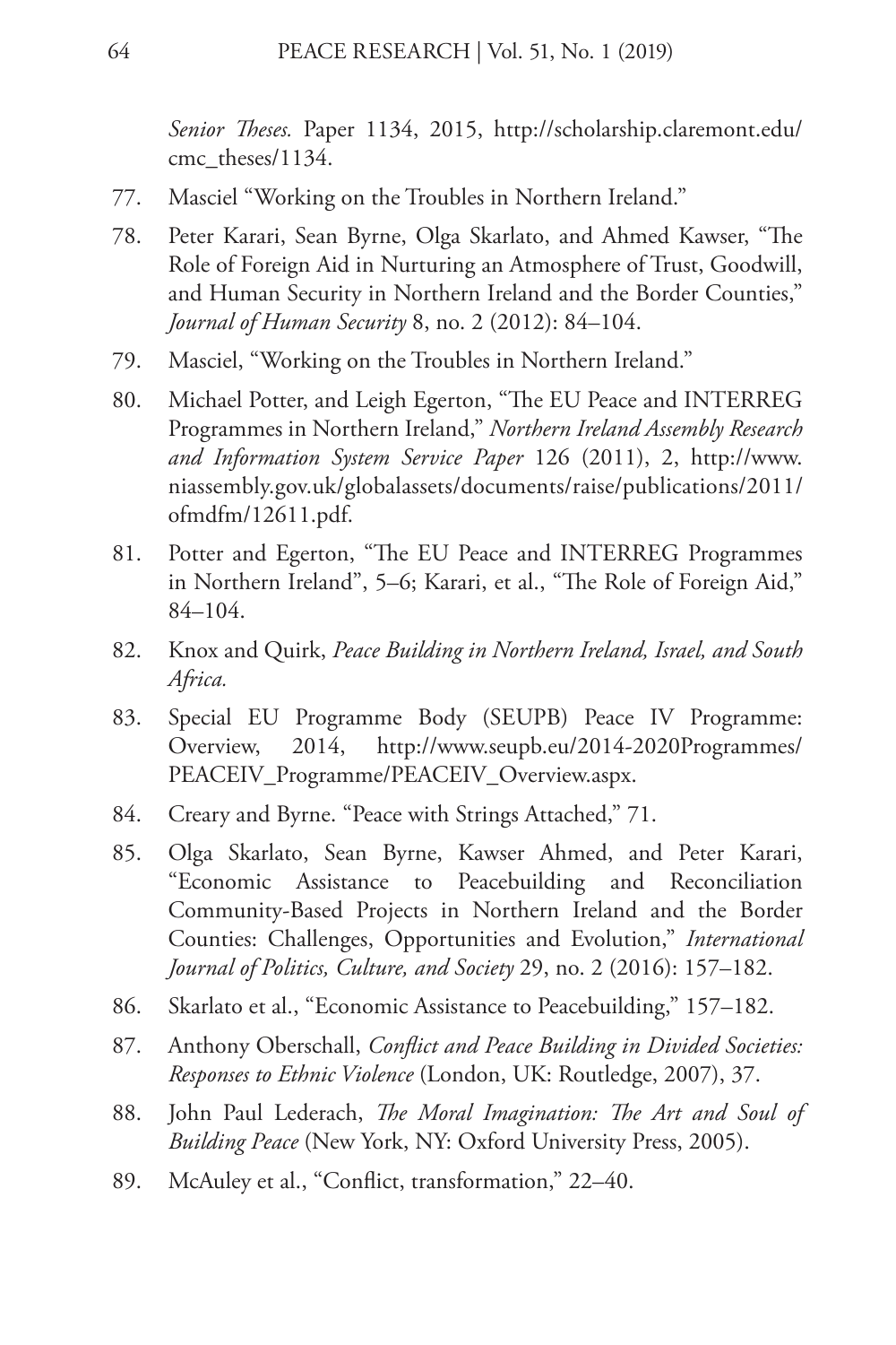*Senior Theses.* Paper 1134, 2015, http://scholarship.claremont.edu/cmc_theses/1134.

77. Masciel "Working on the Troubles in Northern Ireland."
78. Peter Karari, Sean Byrne, Olga Skarlato, and Ahmed Kawser, "The Role of Foreign Aid in Nurturing an Atmosphere of Trust, Goodwill, and Human Security in Northern Ireland and the Border Counties," *Journal of Human Security* 8, no. 2 (2012): 84–104.
79. Masciel, "Working on the Troubles in Northern Ireland."
80. Michael Potter, and Leigh Egerton, "The EU Peace and INTERREG Programmes in Northern Ireland," *Northern Ireland Assembly Research and Information System Service Paper* 126 (2011), 2, http://www.niassembly.gov.uk/globalassets/documents/raise/publications/2011/ofmdfm/12611.pdf.
81. Potter and Egerton, "The EU Peace and INTERREG Programmes in Northern Ireland", 5–6; Karari, et al., "The Role of Foreign Aid," 84–104.
82. Knox and Quirk, *Peace Building in Northern Ireland, Israel, and South Africa.*
83. Special EU Programme Body (SEUPB) Peace IV Programme: Overview, 2014, http://www.seupb.eu/2014-2020Programmes/PEACEIV_Programme/PEACEIV_Overview.aspx.
84. Creary and Byrne. "Peace with Strings Attached," 71.
85. Olga Skarlato, Sean Byrne, Kawser Ahmed, and Peter Karari, "Economic Assistance to Peacebuilding and Reconciliation Community-Based Projects in Northern Ireland and the Border Counties: Challenges, Opportunities and Evolution," *International Journal of Politics, Culture, and Society* 29, no. 2 (2016): 157–182.
86. Skarlato et al., "Economic Assistance to Peacebuilding," 157–182.
87. Anthony Oberschall, *Conflict and Peace Building in Divided Societies: Responses to Ethnic Violence* (London, UK: Routledge, 2007), 37.
88. John Paul Lederach, *The Moral Imagination: The Art and Soul of Building Peace* (New York, NY: Oxford University Press, 2005).
89. McAuley et al., "Conflict, transformation," 22–40.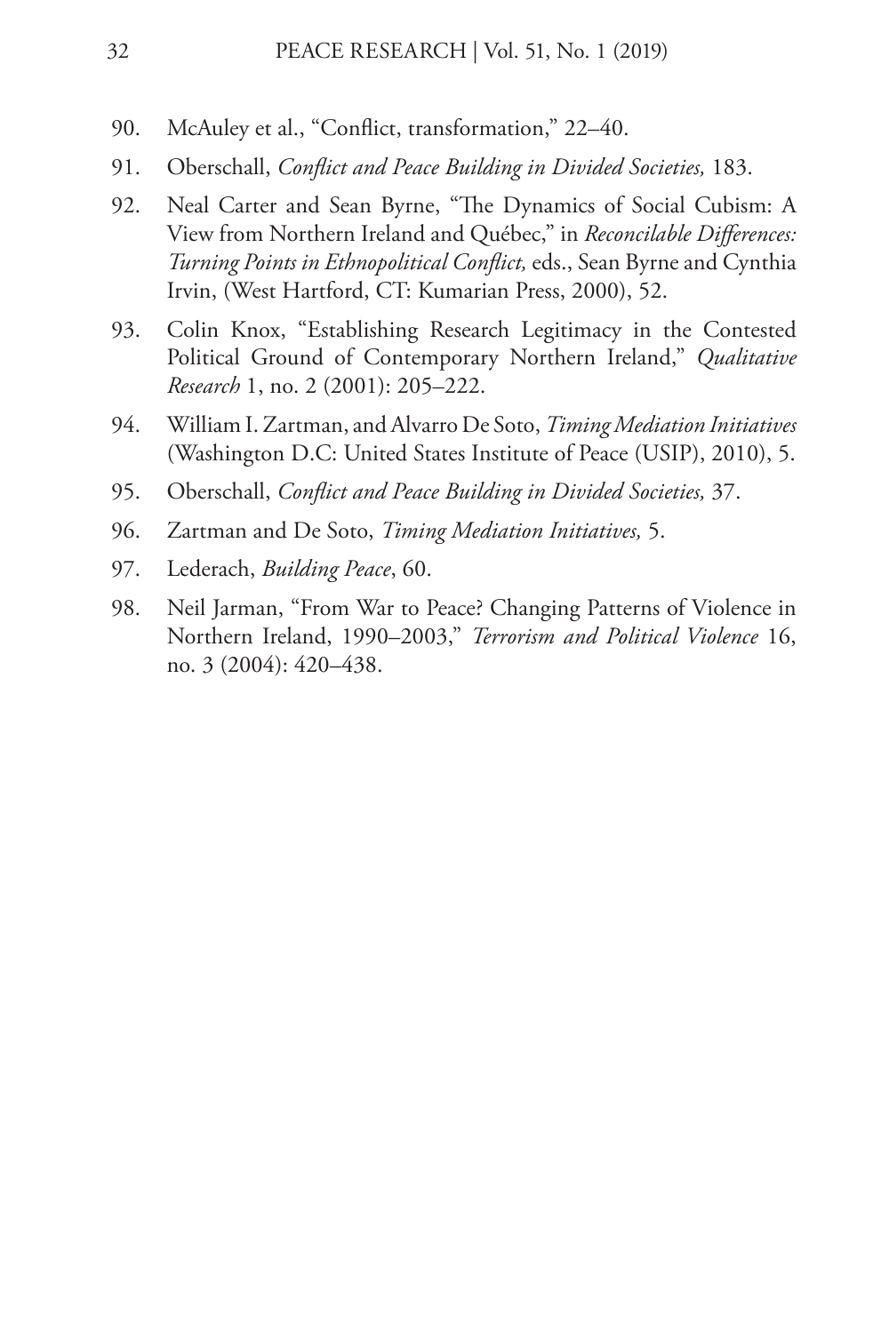90. McAuley et al., "Conflict, transformation," 22–40.
91. Oberschall, *Conflict and Peace Building in Divided Societies,* 183.
92. Neal Carter and Sean Byrne, "The Dynamics of Social Cubism: A View from Northern Ireland and Québec," in *Reconcilable Differences: Turning Points in Ethnopolitical Conflict,* eds., Sean Byrne and Cynthia Irvin, (West Hartford, CT: Kumarian Press, 2000), 52.
93. Colin Knox, "Establishing Research Legitimacy in the Contested Political Ground of Contemporary Northern Ireland," *Qualitative Research* 1, no. 2 (2001): 205–222.
94. William I. Zartman, and Alvarro De Soto, *Timing Mediation Initiatives* (Washington D.C: United States Institute of Peace (USIP), 2010), 5.
95. Oberschall, *Conflict and Peace Building in Divided Societies,* 37.
96. Zartman and De Soto, *Timing Mediation Initiatives,* 5.
97. Lederach, *Building Peace*, 60.
98. Neil Jarman, "From War to Peace? Changing Patterns of Violence in Northern Ireland, 1990–2003," *Terrorism and Political Violence* 16, no. 3 (2004): 420–438.